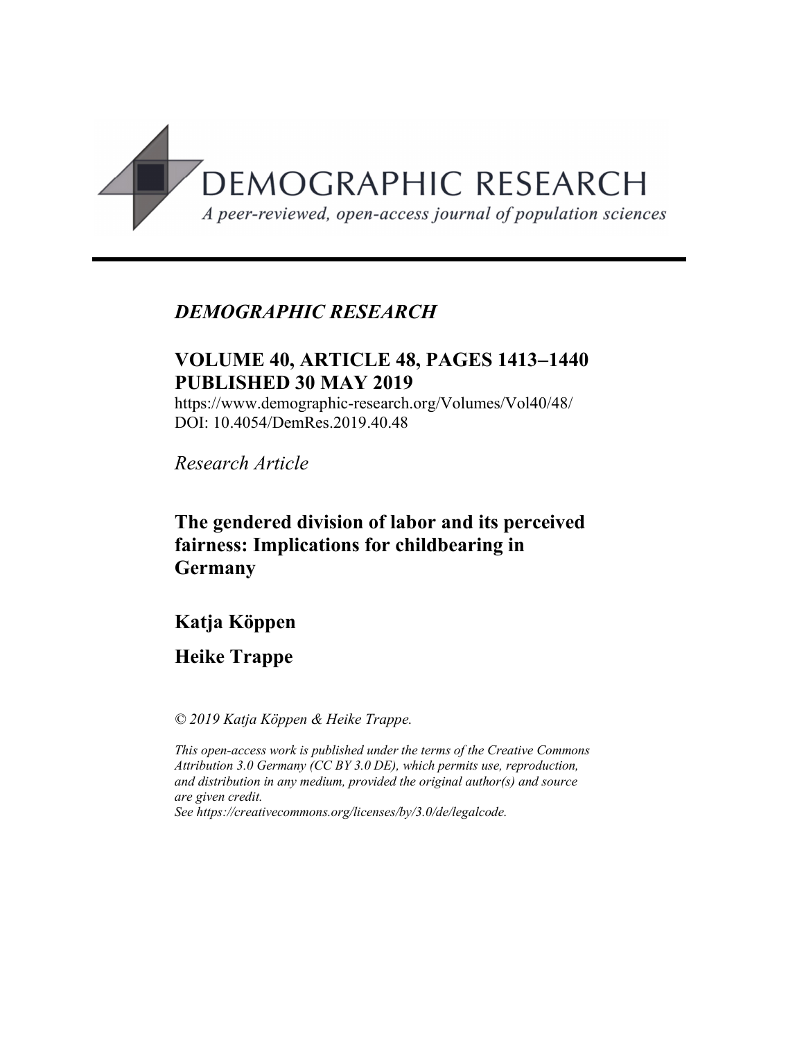DEMOGRAPHIC RESEARCH

*A peer-reviewed, open-access journal of population sciences*

---

*DEMOGRAPHIC RESEARCH*

**VOLUME 40, ARTICLE 48, PAGES 1413–1440**
**PUBLISHED 30 MAY 2019**

https://www.demographic-research.org/Volumes/Vol40/48/
DOI: 10.4054/DemRes.2019.40.48

*Research Article*

# The gendered division of labor and its perceived fairness: Implications for childbearing in Germany

**Katja Köppen**

**Heike Trappe**

*© 2019 Katja Köppen & Heike Trappe.*

*This open-access work is published under the terms of the Creative Commons Attribution 3.0 Germany (CC BY 3.0 DE), which permits use, reproduction, and distribution in any medium, provided the original author(s) and source are given credit.*
*See https://creativecommons.org/licenses/by/3.0/de/legalcode.*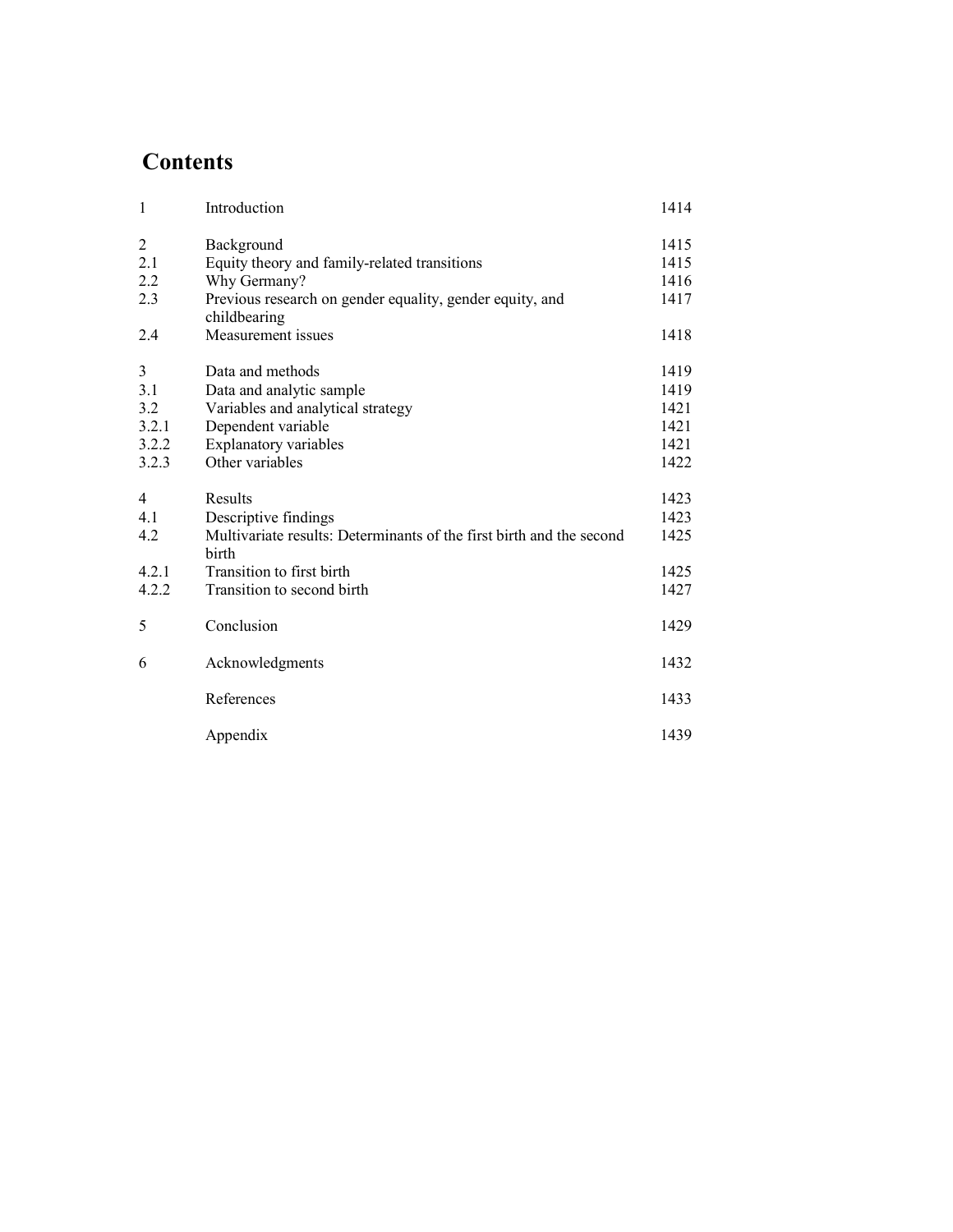# Contents

| | | |
|---|---|---|
| 1 | Introduction | 1414 |
| 2 | Background | 1415 |
| 2.1 | Equity theory and family-related transitions | 1415 |
| 2.2 | Why Germany? | 1416 |
| 2.3 | Previous research on gender equality, gender equity, and childbearing | 1417 |
| 2.4 | Measurement issues | 1418 |
| 3 | Data and methods | 1419 |
| 3.1 | Data and analytic sample | 1419 |
| 3.2 | Variables and analytical strategy | 1421 |
| 3.2.1 | Dependent variable | 1421 |
| 3.2.2 | Explanatory variables | 1421 |
| 3.2.3 | Other variables | 1422 |
| 4 | Results | 1423 |
| 4.1 | Descriptive findings | 1423 |
| 4.2 | Multivariate results: Determinants of the first birth and the second birth | 1425 |
| 4.2.1 | Transition to first birth | 1425 |
| 4.2.2 | Transition to second birth | 1427 |
| 5 | Conclusion | 1429 |
| 6 | Acknowledgments | 1432 |
| | References | 1433 |
| | Appendix | 1439 |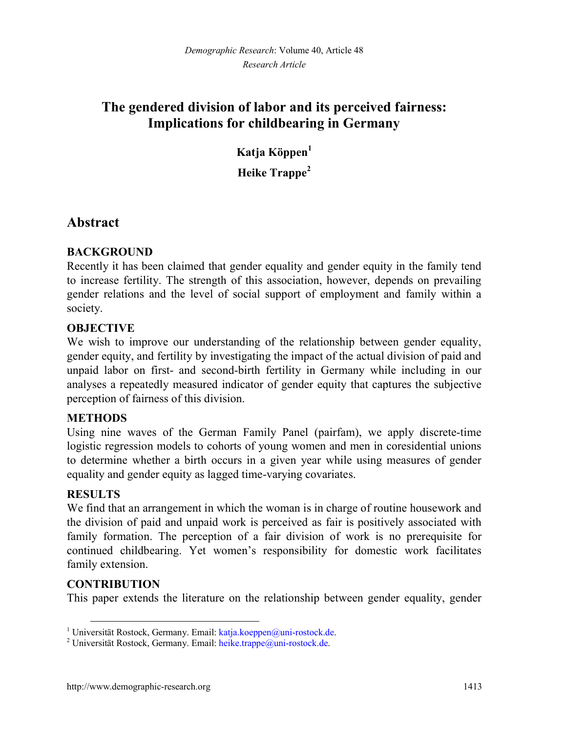# The gendered division of labor and its perceived fairness: Implications for childbearing in Germany

**Katja Köppen**[1]

**Heike Trappe**[2]

## Abstract

### BACKGROUND

Recently it has been claimed that gender equality and gender equity in the family tend to increase fertility. The strength of this association, however, depends on prevailing gender relations and the level of social support of employment and family within a society.

### OBJECTIVE

We wish to improve our understanding of the relationship between gender equality, gender equity, and fertility by investigating the impact of the actual division of paid and unpaid labor on first- and second-birth fertility in Germany while including in our analyses a repeatedly measured indicator of gender equity that captures the subjective perception of fairness of this division.

### METHODS

Using nine waves of the German Family Panel (pairfam), we apply discrete-time logistic regression models to cohorts of young women and men in coresidential unions to determine whether a birth occurs in a given year while using measures of gender equality and gender equity as lagged time-varying covariates.

### RESULTS

We find that an arrangement in which the woman is in charge of routine housework and the division of paid and unpaid work is perceived as fair is positively associated with family formation. The perception of a fair division of work is no prerequisite for continued childbearing. Yet women's responsibility for domestic work facilitates family extension.

### CONTRIBUTION

This paper extends the literature on the relationship between gender equality, gender

[1] Universität Rostock, Germany. Email: katja.koeppen@uni-rostock.de.

[2] Universität Rostock, Germany. Email: heike.trappe@uni-rostock.de.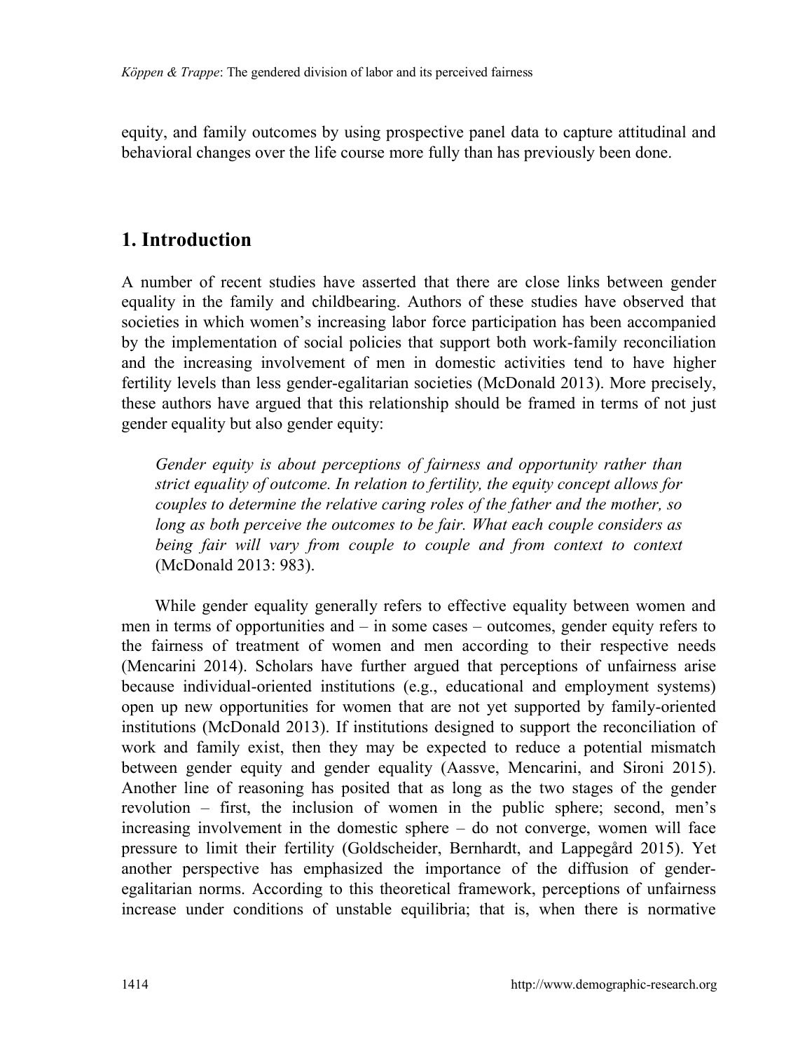equity, and family outcomes by using prospective panel data to capture attitudinal and behavioral changes over the life course more fully than has previously been done.

## 1. Introduction

A number of recent studies have asserted that there are close links between gender equality in the family and childbearing. Authors of these studies have observed that societies in which women's increasing labor force participation has been accompanied by the implementation of social policies that support both work-family reconciliation and the increasing involvement of men in domestic activities tend to have higher fertility levels than less gender-egalitarian societies (McDonald 2013). More precisely, these authors have argued that this relationship should be framed in terms of not just gender equality but also gender equity:

> *Gender equity is about perceptions of fairness and opportunity rather than strict equality of outcome. In relation to fertility, the equity concept allows for couples to determine the relative caring roles of the father and the mother, so long as both perceive the outcomes to be fair. What each couple considers as being fair will vary from couple to couple and from context to context* (McDonald 2013: 983).

While gender equality generally refers to effective equality between women and men in terms of opportunities and – in some cases – outcomes, gender equity refers to the fairness of treatment of women and men according to their respective needs (Mencarini 2014). Scholars have further argued that perceptions of unfairness arise because individual-oriented institutions (e.g., educational and employment systems) open up new opportunities for women that are not yet supported by family-oriented institutions (McDonald 2013). If institutions designed to support the reconciliation of work and family exist, then they may be expected to reduce a potential mismatch between gender equity and gender equality (Aassve, Mencarini, and Sironi 2015). Another line of reasoning has posited that as long as the two stages of the gender revolution – first, the inclusion of women in the public sphere; second, men's increasing involvement in the domestic sphere – do not converge, women will face pressure to limit their fertility (Goldscheider, Bernhardt, and Lappegård 2015). Yet another perspective has emphasized the importance of the diffusion of gender-egalitarian norms. According to this theoretical framework, perceptions of unfairness increase under conditions of unstable equilibria; that is, when there is normative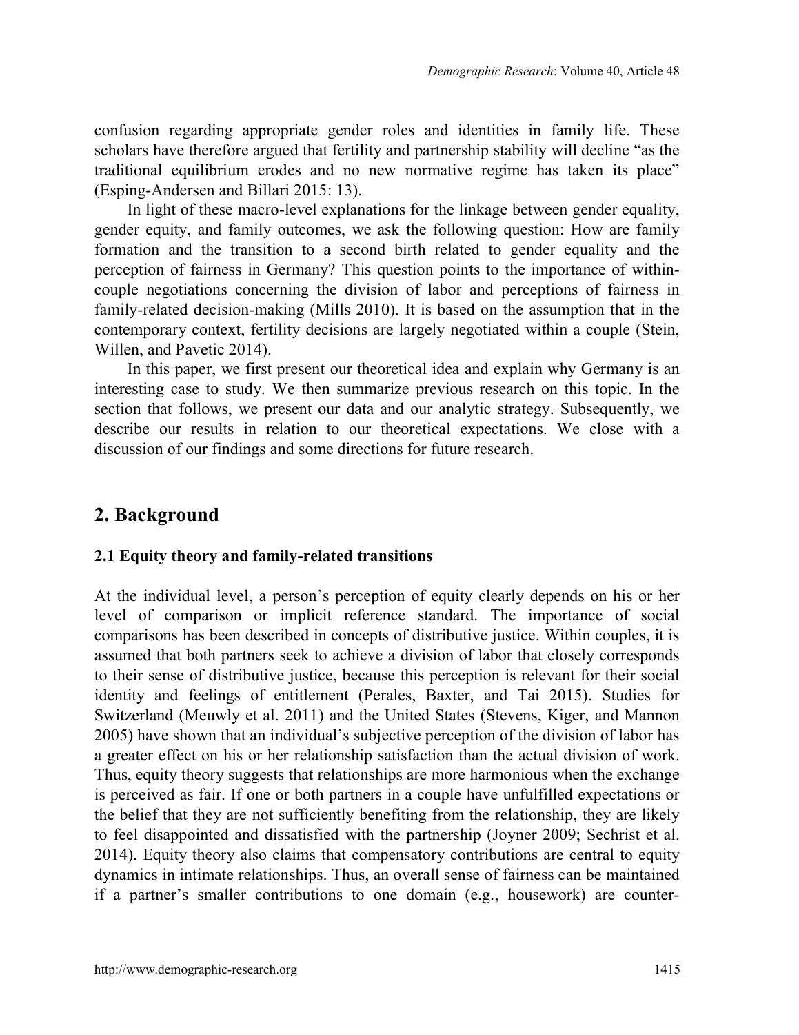confusion regarding appropriate gender roles and identities in family life. These scholars have therefore argued that fertility and partnership stability will decline "as the traditional equilibrium erodes and no new normative regime has taken its place" (Esping-Andersen and Billari 2015: 13).

In light of these macro-level explanations for the linkage between gender equality, gender equity, and family outcomes, we ask the following question: How are family formation and the transition to a second birth related to gender equality and the perception of fairness in Germany? This question points to the importance of within-couple negotiations concerning the division of labor and perceptions of fairness in family-related decision-making (Mills 2010). It is based on the assumption that in the contemporary context, fertility decisions are largely negotiated within a couple (Stein, Willen, and Pavetic 2014).

In this paper, we first present our theoretical idea and explain why Germany is an interesting case to study. We then summarize previous research on this topic. In the section that follows, we present our data and our analytic strategy. Subsequently, we describe our results in relation to our theoretical expectations. We close with a discussion of our findings and some directions for future research.

## 2. Background

### 2.1 Equity theory and family-related transitions

At the individual level, a person's perception of equity clearly depends on his or her level of comparison or implicit reference standard. The importance of social comparisons has been described in concepts of distributive justice. Within couples, it is assumed that both partners seek to achieve a division of labor that closely corresponds to their sense of distributive justice, because this perception is relevant for their social identity and feelings of entitlement (Perales, Baxter, and Tai 2015). Studies for Switzerland (Meuwly et al. 2011) and the United States (Stevens, Kiger, and Mannon 2005) have shown that an individual's subjective perception of the division of labor has a greater effect on his or her relationship satisfaction than the actual division of work. Thus, equity theory suggests that relationships are more harmonious when the exchange is perceived as fair. If one or both partners in a couple have unfulfilled expectations or the belief that they are not sufficiently benefiting from the relationship, they are likely to feel disappointed and dissatisfied with the partnership (Joyner 2009; Sechrist et al. 2014). Equity theory also claims that compensatory contributions are central to equity dynamics in intimate relationships. Thus, an overall sense of fairness can be maintained if a partner's smaller contributions to one domain (e.g., housework) are counter-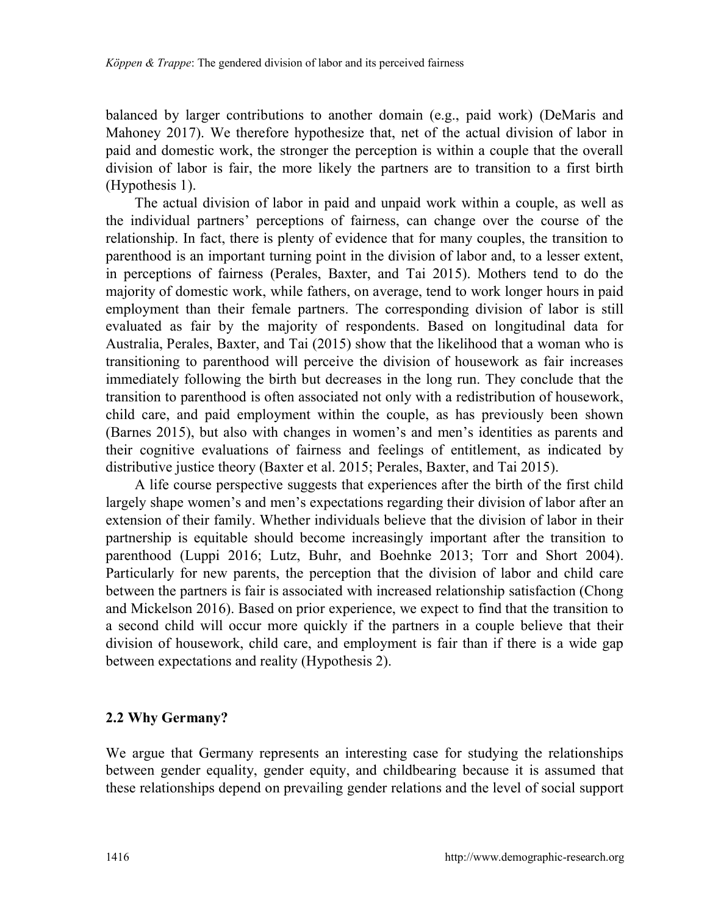balanced by larger contributions to another domain (e.g., paid work) (DeMaris and Mahoney 2017). We therefore hypothesize that, net of the actual division of labor in paid and domestic work, the stronger the perception is within a couple that the overall division of labor is fair, the more likely the partners are to transition to a first birth (Hypothesis 1).

The actual division of labor in paid and unpaid work within a couple, as well as the individual partners' perceptions of fairness, can change over the course of the relationship. In fact, there is plenty of evidence that for many couples, the transition to parenthood is an important turning point in the division of labor and, to a lesser extent, in perceptions of fairness (Perales, Baxter, and Tai 2015). Mothers tend to do the majority of domestic work, while fathers, on average, tend to work longer hours in paid employment than their female partners. The corresponding division of labor is still evaluated as fair by the majority of respondents. Based on longitudinal data for Australia, Perales, Baxter, and Tai (2015) show that the likelihood that a woman who is transitioning to parenthood will perceive the division of housework as fair increases immediately following the birth but decreases in the long run. They conclude that the transition to parenthood is often associated not only with a redistribution of housework, child care, and paid employment within the couple, as has previously been shown (Barnes 2015), but also with changes in women's and men's identities as parents and their cognitive evaluations of fairness and feelings of entitlement, as indicated by distributive justice theory (Baxter et al. 2015; Perales, Baxter, and Tai 2015).

A life course perspective suggests that experiences after the birth of the first child largely shape women's and men's expectations regarding their division of labor after an extension of their family. Whether individuals believe that the division of labor in their partnership is equitable should become increasingly important after the transition to parenthood (Luppi 2016; Lutz, Buhr, and Boehnke 2013; Torr and Short 2004). Particularly for new parents, the perception that the division of labor and child care between the partners is fair is associated with increased relationship satisfaction (Chong and Mickelson 2016). Based on prior experience, we expect to find that the transition to a second child will occur more quickly if the partners in a couple believe that their division of housework, child care, and employment is fair than if there is a wide gap between expectations and reality (Hypothesis 2).

## 2.2 Why Germany?

We argue that Germany represents an interesting case for studying the relationships between gender equality, gender equity, and childbearing because it is assumed that these relationships depend on prevailing gender relations and the level of social support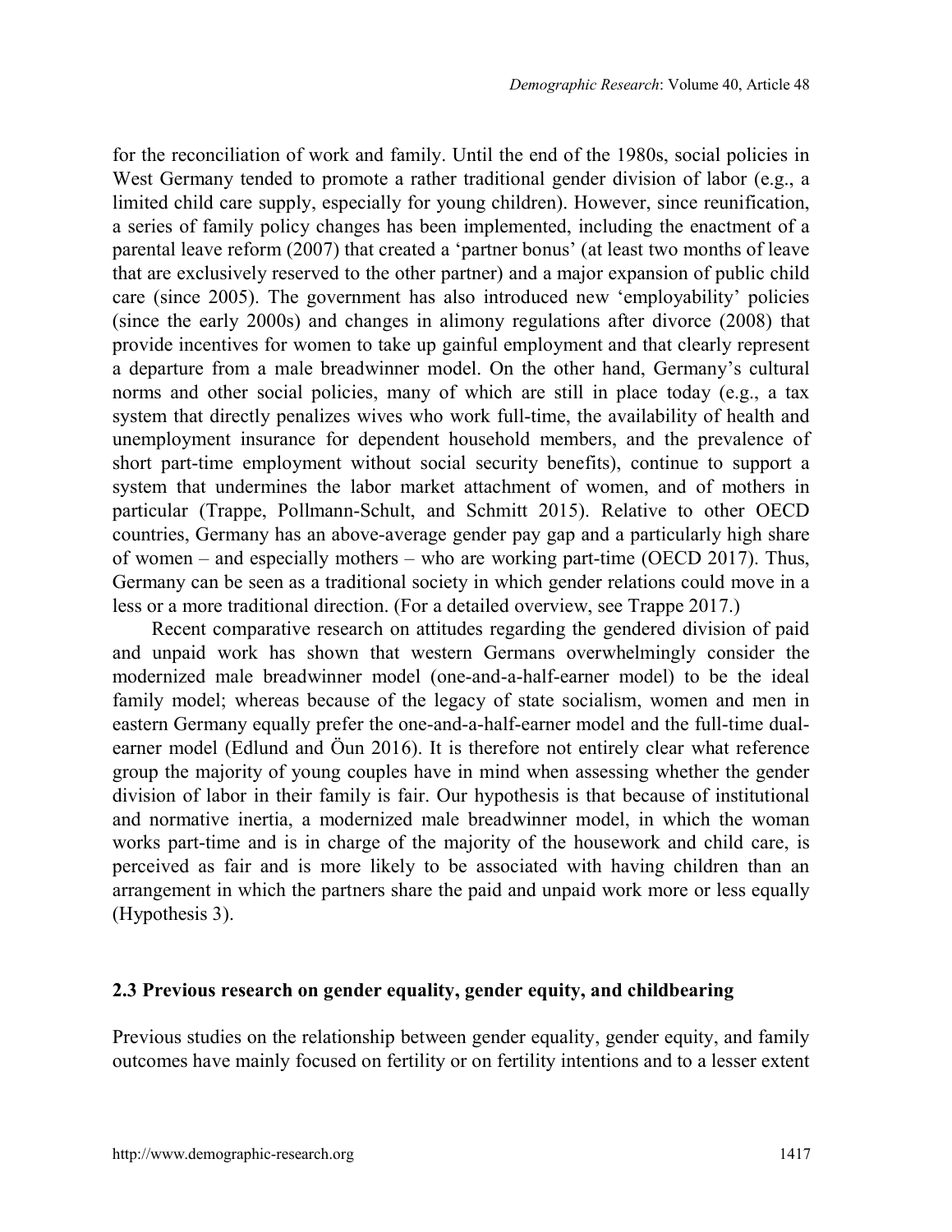for the reconciliation of work and family. Until the end of the 1980s, social policies in West Germany tended to promote a rather traditional gender division of labor (e.g., a limited child care supply, especially for young children). However, since reunification, a series of family policy changes has been implemented, including the enactment of a parental leave reform (2007) that created a 'partner bonus' (at least two months of leave that are exclusively reserved to the other partner) and a major expansion of public child care (since 2005). The government has also introduced new 'employability' policies (since the early 2000s) and changes in alimony regulations after divorce (2008) that provide incentives for women to take up gainful employment and that clearly represent a departure from a male breadwinner model. On the other hand, Germany's cultural norms and other social policies, many of which are still in place today (e.g., a tax system that directly penalizes wives who work full-time, the availability of health and unemployment insurance for dependent household members, and the prevalence of short part-time employment without social security benefits), continue to support a system that undermines the labor market attachment of women, and of mothers in particular (Trappe, Pollmann-Schult, and Schmitt 2015). Relative to other OECD countries, Germany has an above-average gender pay gap and a particularly high share of women – and especially mothers – who are working part-time (OECD 2017). Thus, Germany can be seen as a traditional society in which gender relations could move in a less or a more traditional direction. (For a detailed overview, see Trappe 2017.)

Recent comparative research on attitudes regarding the gendered division of paid and unpaid work has shown that western Germans overwhelmingly consider the modernized male breadwinner model (one-and-a-half-earner model) to be the ideal family model; whereas because of the legacy of state socialism, women and men in eastern Germany equally prefer the one-and-a-half-earner model and the full-time dual-earner model (Edlund and Öun 2016). It is therefore not entirely clear what reference group the majority of young couples have in mind when assessing whether the gender division of labor in their family is fair. Our hypothesis is that because of institutional and normative inertia, a modernized male breadwinner model, in which the woman works part-time and is in charge of the majority of the housework and child care, is perceived as fair and is more likely to be associated with having children than an arrangement in which the partners share the paid and unpaid work more or less equally (Hypothesis 3).

## 2.3 Previous research on gender equality, gender equity, and childbearing

Previous studies on the relationship between gender equality, gender equity, and family outcomes have mainly focused on fertility or on fertility intentions and to a lesser extent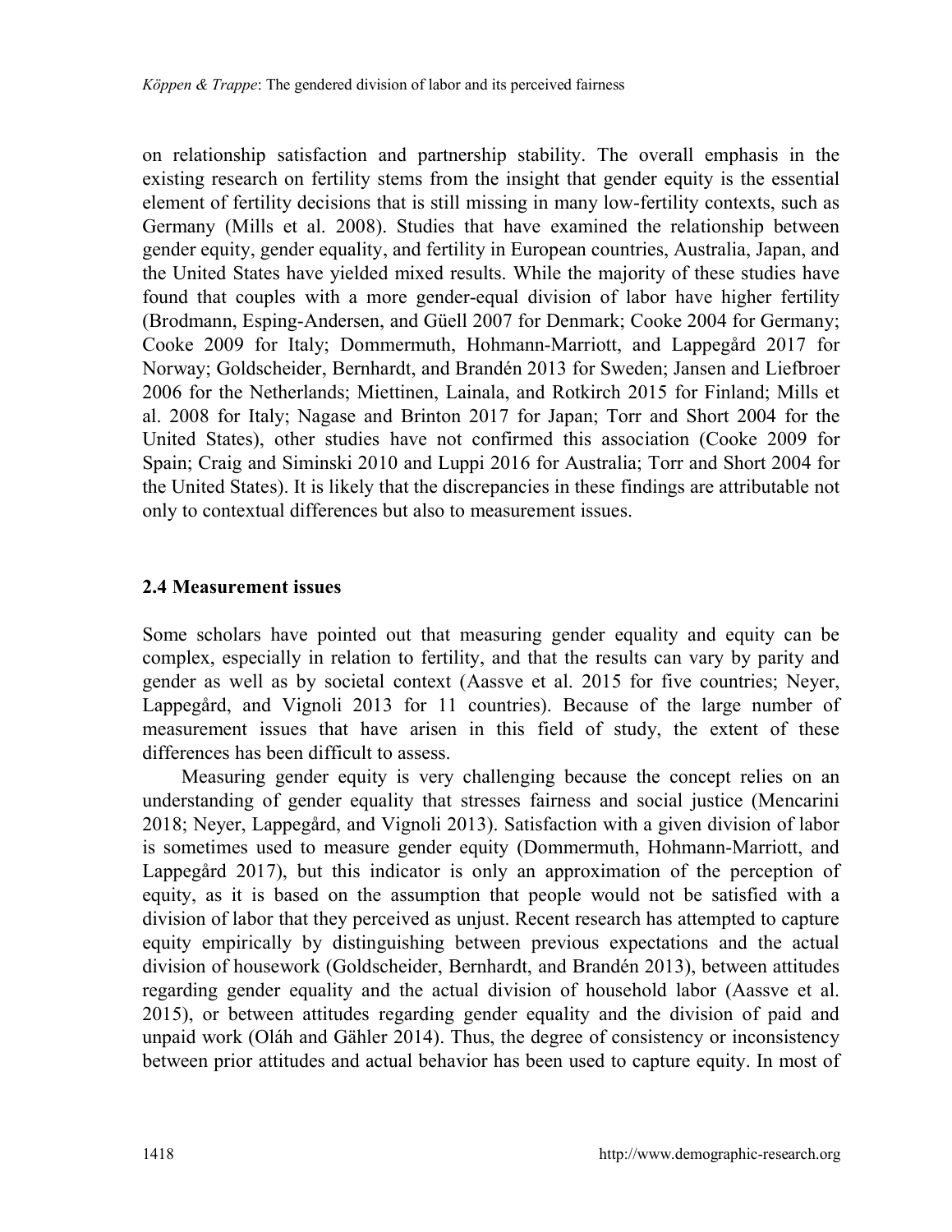on relationship satisfaction and partnership stability. The overall emphasis in the existing research on fertility stems from the insight that gender equity is the essential element of fertility decisions that is still missing in many low-fertility contexts, such as Germany (Mills et al. 2008). Studies that have examined the relationship between gender equity, gender equality, and fertility in European countries, Australia, Japan, and the United States have yielded mixed results. While the majority of these studies have found that couples with a more gender-equal division of labor have higher fertility (Brodmann, Esping-Andersen, and Güell 2007 for Denmark; Cooke 2004 for Germany; Cooke 2009 for Italy; Dommermuth, Hohmann-Marriott, and Lappegård 2017 for Norway; Goldscheider, Bernhardt, and Brandén 2013 for Sweden; Jansen and Liefbroer 2006 for the Netherlands; Miettinen, Lainala, and Rotkirch 2015 for Finland; Mills et al. 2008 for Italy; Nagase and Brinton 2017 for Japan; Torr and Short 2004 for the United States), other studies have not confirmed this association (Cooke 2009 for Spain; Craig and Siminski 2010 and Luppi 2016 for Australia; Torr and Short 2004 for the United States). It is likely that the discrepancies in these findings are attributable not only to contextual differences but also to measurement issues.

### 2.4 Measurement issues

Some scholars have pointed out that measuring gender equality and equity can be complex, especially in relation to fertility, and that the results can vary by parity and gender as well as by societal context (Aassve et al. 2015 for five countries; Neyer, Lappegård, and Vignoli 2013 for 11 countries). Because of the large number of measurement issues that have arisen in this field of study, the extent of these differences has been difficult to assess.

Measuring gender equity is very challenging because the concept relies on an understanding of gender equality that stresses fairness and social justice (Mencarini 2018; Neyer, Lappegård, and Vignoli 2013). Satisfaction with a given division of labor is sometimes used to measure gender equity (Dommermuth, Hohmann-Marriott, and Lappegård 2017), but this indicator is only an approximation of the perception of equity, as it is based on the assumption that people would not be satisfied with a division of labor that they perceived as unjust. Recent research has attempted to capture equity empirically by distinguishing between previous expectations and the actual division of housework (Goldscheider, Bernhardt, and Brandén 2013), between attitudes regarding gender equality and the actual division of household labor (Aassve et al. 2015), or between attitudes regarding gender equality and the division of paid and unpaid work (Oláh and Gähler 2014). Thus, the degree of consistency or inconsistency between prior attitudes and actual behavior has been used to capture equity. In most of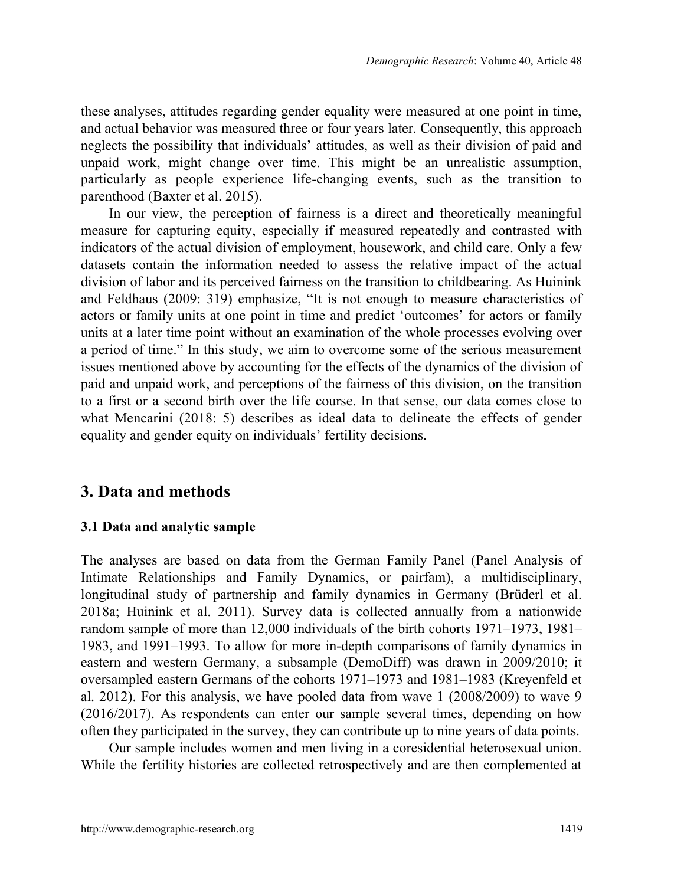these analyses, attitudes regarding gender equality were measured at one point in time, and actual behavior was measured three or four years later. Consequently, this approach neglects the possibility that individuals' attitudes, as well as their division of paid and unpaid work, might change over time. This might be an unrealistic assumption, particularly as people experience life-changing events, such as the transition to parenthood (Baxter et al. 2015).

In our view, the perception of fairness is a direct and theoretically meaningful measure for capturing equity, especially if measured repeatedly and contrasted with indicators of the actual division of employment, housework, and child care. Only a few datasets contain the information needed to assess the relative impact of the actual division of labor and its perceived fairness on the transition to childbearing. As Huinink and Feldhaus (2009: 319) emphasize, "It is not enough to measure characteristics of actors or family units at one point in time and predict 'outcomes' for actors or family units at a later time point without an examination of the whole processes evolving over a period of time." In this study, we aim to overcome some of the serious measurement issues mentioned above by accounting for the effects of the dynamics of the division of paid and unpaid work, and perceptions of the fairness of this division, on the transition to a first or a second birth over the life course. In that sense, our data comes close to what Mencarini (2018: 5) describes as ideal data to delineate the effects of gender equality and gender equity on individuals' fertility decisions.

## 3. Data and methods

### 3.1 Data and analytic sample

The analyses are based on data from the German Family Panel (Panel Analysis of Intimate Relationships and Family Dynamics, or pairfam), a multidisciplinary, longitudinal study of partnership and family dynamics in Germany (Brüderl et al. 2018a; Huinink et al. 2011). Survey data is collected annually from a nationwide random sample of more than 12,000 individuals of the birth cohorts 1971–1973, 1981–1983, and 1991–1993. To allow for more in-depth comparisons of family dynamics in eastern and western Germany, a subsample (DemoDiff) was drawn in 2009/2010; it oversampled eastern Germans of the cohorts 1971–1973 and 1981–1983 (Kreyenfeld et al. 2012). For this analysis, we have pooled data from wave 1 (2008/2009) to wave 9 (2016/2017). As respondents can enter our sample several times, depending on how often they participated in the survey, they can contribute up to nine years of data points.

Our sample includes women and men living in a coresidential heterosexual union. While the fertility histories are collected retrospectively and are then complemented at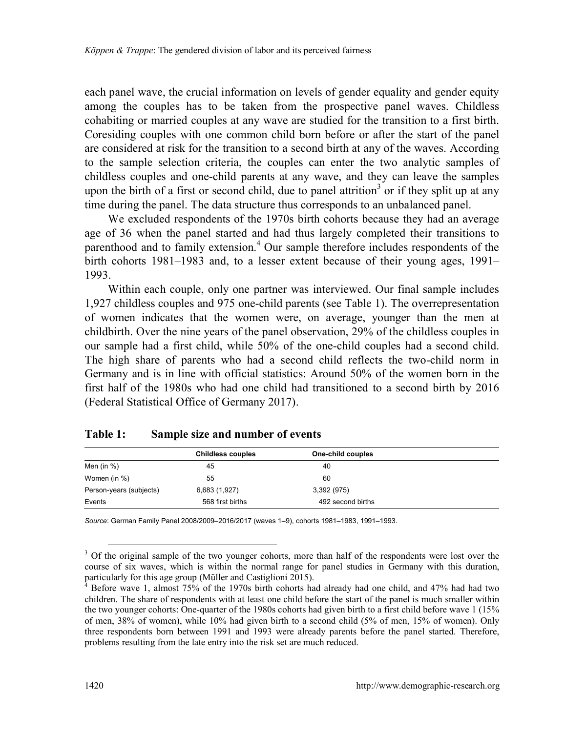each panel wave, the crucial information on levels of gender equality and gender equity among the couples has to be taken from the prospective panel waves. Childless cohabiting or married couples at any wave are studied for the transition to a first birth. Coresiding couples with one common child born before or after the start of the panel are considered at risk for the transition to a second birth at any of the waves. According to the sample selection criteria, the couples can enter the two analytic samples of childless couples and one-child parents at any wave, and they can leave the samples upon the birth of a first or second child, due to panel attrition[3] or if they split up at any time during the panel. The data structure thus corresponds to an unbalanced panel.

We excluded respondents of the 1970s birth cohorts because they had an average age of 36 when the panel started and had thus largely completed their transitions to parenthood and to family extension.[4] Our sample therefore includes respondents of the birth cohorts 1981–1983 and, to a lesser extent because of their young ages, 1991–1993.

Within each couple, only one partner was interviewed. Our final sample includes 1,927 childless couples and 975 one-child parents (see Table 1). The overrepresentation of women indicates that the women were, on average, younger than the men at childbirth. Over the nine years of the panel observation, 29% of the childless couples in our sample had a first child, while 50% of the one-child couples had a second child. The high share of parents who had a second child reflects the two-child norm in Germany and is in line with official statistics: Around 50% of the women born in the first half of the 1980s who had one child had transitioned to a second birth by 2016 (Federal Statistical Office of Germany 2017).

**Table 1: Sample size and number of events**

| | Childless couples | One-child couples |
|---|---|---|
| Men (in %) | 45 | 40 |
| Women (in %) | 55 | 60 |
| Person-years (subjects) | 6,683 (1,927) | 3,392 (975) |
| Events | 568 first births | 492 second births |

*Source*: German Family Panel 2008/2009–2016/2017 (waves 1–9), cohorts 1981–1983, 1991–1993.

[3] Of the original sample of the two younger cohorts, more than half of the respondents were lost over the course of six waves, which is within the normal range for panel studies in Germany with this duration, particularly for this age group (Müller and Castiglioni 2015).

[4] Before wave 1, almost 75% of the 1970s birth cohorts had already had one child, and 47% had had two children. The share of respondents with at least one child before the start of the panel is much smaller within the two younger cohorts: One-quarter of the 1980s cohorts had given birth to a first child before wave 1 (15% of men, 38% of women), while 10% had given birth to a second child (5% of men, 15% of women). Only three respondents born between 1991 and 1993 were already parents before the panel started. Therefore, problems resulting from the late entry into the risk set are much reduced.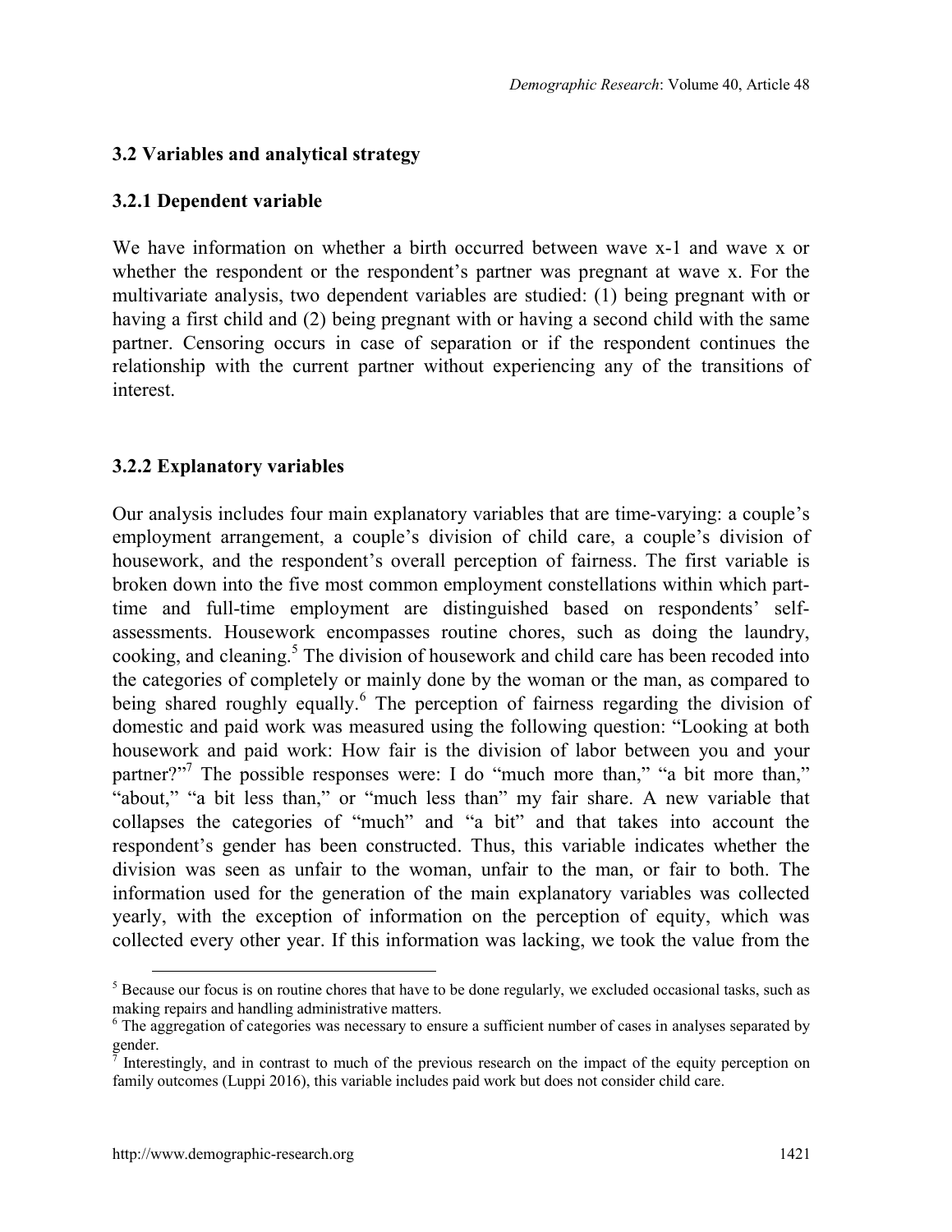### 3.2 Variables and analytical strategy

#### 3.2.1 Dependent variable

We have information on whether a birth occurred between wave x-1 and wave x or whether the respondent or the respondent's partner was pregnant at wave x. For the multivariate analysis, two dependent variables are studied: (1) being pregnant with or having a first child and (2) being pregnant with or having a second child with the same partner. Censoring occurs in case of separation or if the respondent continues the relationship with the current partner without experiencing any of the transitions of interest.

#### 3.2.2 Explanatory variables

Our analysis includes four main explanatory variables that are time-varying: a couple's employment arrangement, a couple's division of child care, a couple's division of housework, and the respondent's overall perception of fairness. The first variable is broken down into the five most common employment constellations within which part-time and full-time employment are distinguished based on respondents' self-assessments. Housework encompasses routine chores, such as doing the laundry, cooking, and cleaning.[5] The division of housework and child care has been recoded into the categories of completely or mainly done by the woman or the man, as compared to being shared roughly equally.[6] The perception of fairness regarding the division of domestic and paid work was measured using the following question: "Looking at both housework and paid work: How fair is the division of labor between you and your partner?"[7] The possible responses were: I do "much more than," "a bit more than," "about," "a bit less than," or "much less than" my fair share. A new variable that collapses the categories of "much" and "a bit" and that takes into account the respondent's gender has been constructed. Thus, this variable indicates whether the division was seen as unfair to the woman, unfair to the man, or fair to both. The information used for the generation of the main explanatory variables was collected yearly, with the exception of information on the perception of equity, which was collected every other year. If this information was lacking, we took the value from the

---

[5] Because our focus is on routine chores that have to be done regularly, we excluded occasional tasks, such as making repairs and handling administrative matters.

[6] The aggregation of categories was necessary to ensure a sufficient number of cases in analyses separated by gender.

[7] Interestingly, and in contrast to much of the previous research on the impact of the equity perception on family outcomes (Luppi 2016), this variable includes paid work but does not consider child care.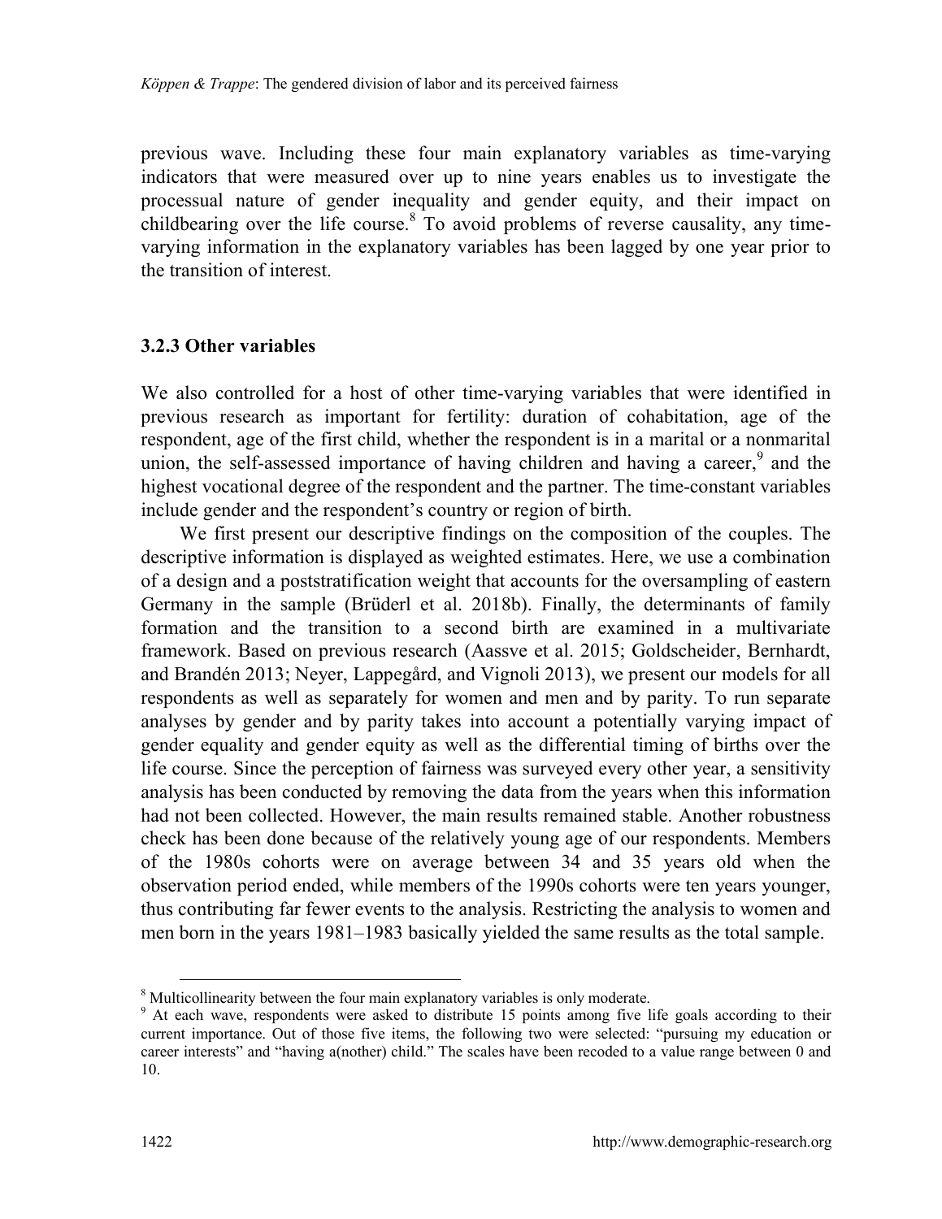previous wave. Including these four main explanatory variables as time-varying indicators that were measured over up to nine years enables us to investigate the processual nature of gender inequality and gender equity, and their impact on childbearing over the life course.[8] To avoid problems of reverse causality, any time-varying information in the explanatory variables has been lagged by one year prior to the transition of interest.

### 3.2.3 Other variables

We also controlled for a host of other time-varying variables that were identified in previous research as important for fertility: duration of cohabitation, age of the respondent, age of the first child, whether the respondent is in a marital or a nonmarital union, the self-assessed importance of having children and having a career,[9] and the highest vocational degree of the respondent and the partner. The time-constant variables include gender and the respondent's country or region of birth.

We first present our descriptive findings on the composition of the couples. The descriptive information is displayed as weighted estimates. Here, we use a combination of a design and a poststratification weight that accounts for the oversampling of eastern Germany in the sample (Brüderl et al. 2018b). Finally, the determinants of family formation and the transition to a second birth are examined in a multivariate framework. Based on previous research (Aassve et al. 2015; Goldscheider, Bernhardt, and Brandén 2013; Neyer, Lappegård, and Vignoli 2013), we present our models for all respondents as well as separately for women and men and by parity. To run separate analyses by gender and by parity takes into account a potentially varying impact of gender equality and gender equity as well as the differential timing of births over the life course. Since the perception of fairness was surveyed every other year, a sensitivity analysis has been conducted by removing the data from the years when this information had not been collected. However, the main results remained stable. Another robustness check has been done because of the relatively young age of our respondents. Members of the 1980s cohorts were on average between 34 and 35 years old when the observation period ended, while members of the 1990s cohorts were ten years younger, thus contributing far fewer events to the analysis. Restricting the analysis to women and men born in the years 1981–1983 basically yielded the same results as the total sample.

---

[8] Multicollinearity between the four main explanatory variables is only moderate.

[9] At each wave, respondents were asked to distribute 15 points among five life goals according to their current importance. Out of those five items, the following two were selected: "pursuing my education or career interests" and "having a(nother) child." The scales have been recoded to a value range between 0 and 10.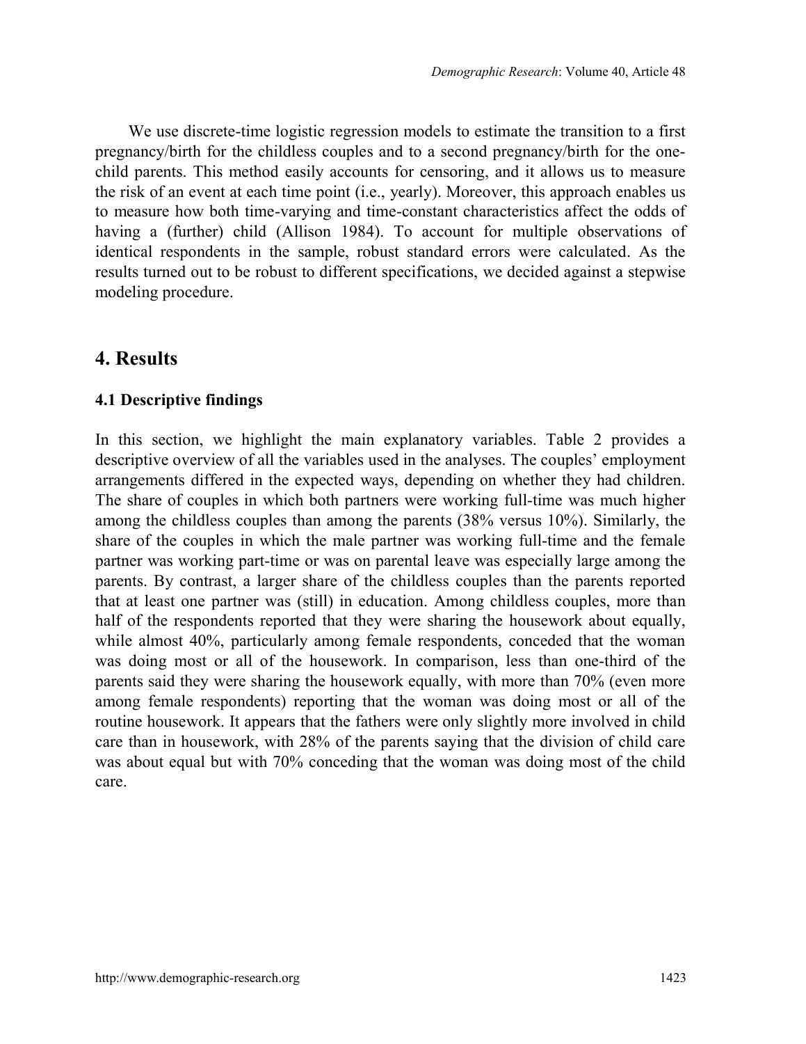We use discrete-time logistic regression models to estimate the transition to a first pregnancy/birth for the childless couples and to a second pregnancy/birth for the one-child parents. This method easily accounts for censoring, and it allows us to measure the risk of an event at each time point (i.e., yearly). Moreover, this approach enables us to measure how both time-varying and time-constant characteristics affect the odds of having a (further) child (Allison 1984). To account for multiple observations of identical respondents in the sample, robust standard errors were calculated. As the results turned out to be robust to different specifications, we decided against a stepwise modeling procedure.

# 4. Results

## 4.1 Descriptive findings

In this section, we highlight the main explanatory variables. Table 2 provides a descriptive overview of all the variables used in the analyses. The couples' employment arrangements differed in the expected ways, depending on whether they had children. The share of couples in which both partners were working full-time was much higher among the childless couples than among the parents (38% versus 10%). Similarly, the share of the couples in which the male partner was working full-time and the female partner was working part-time or was on parental leave was especially large among the parents. By contrast, a larger share of the childless couples than the parents reported that at least one partner was (still) in education. Among childless couples, more than half of the respondents reported that they were sharing the housework about equally, while almost 40%, particularly among female respondents, conceded that the woman was doing most or all of the housework. In comparison, less than one-third of the parents said they were sharing the housework equally, with more than 70% (even more among female respondents) reporting that the woman was doing most or all of the routine housework. It appears that the fathers were only slightly more involved in child care than in housework, with 28% of the parents saying that the division of child care was about equal but with 70% conceding that the woman was doing most of the child care.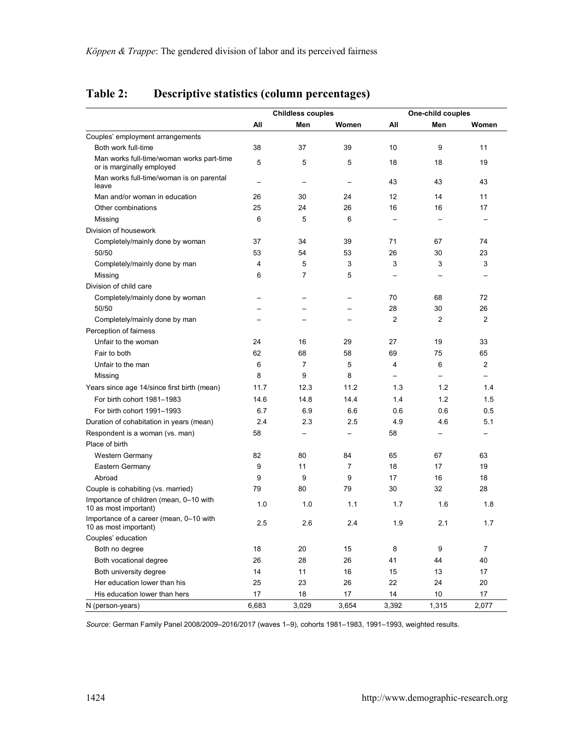## Table 2: Descriptive statistics (column percentages)

| | Childless couples | | | One-child couples | | |
|---|---|---|---|---|---|---|
| | All | Men | Women | All | Men | Women |
| Couples' employment arrangements | | | | | | |
| Both work full-time | 38 | 37 | 39 | 10 | 9 | 11 |
| Man works full-time/woman works part-time or is marginally employed | 5 | 5 | 5 | 18 | 18 | 19 |
| Man works full-time/woman is on parental leave | – | – | – | 43 | 43 | 43 |
| Man and/or woman in education | 26 | 30 | 24 | 12 | 14 | 11 |
| Other combinations | 25 | 24 | 26 | 16 | 16 | 17 |
| Missing | 6 | 5 | 6 | – | – | – |
| Division of housework | | | | | | |
| Completely/mainly done by woman | 37 | 34 | 39 | 71 | 67 | 74 |
| 50/50 | 53 | 54 | 53 | 26 | 30 | 23 |
| Completely/mainly done by man | 4 | 5 | 3 | 3 | 3 | 3 |
| Missing | 6 | 7 | 5 | – | – | – |
| Division of child care | | | | | | |
| Completely/mainly done by woman | – | – | – | 70 | 68 | 72 |
| 50/50 | – | – | – | 28 | 30 | 26 |
| Completely/mainly done by man | – | – | – | 2 | 2 | 2 |
| Perception of fairness | | | | | | |
| Unfair to the woman | 24 | 16 | 29 | 27 | 19 | 33 |
| Fair to both | 62 | 68 | 58 | 69 | 75 | 65 |
| Unfair to the man | 6 | 7 | 5 | 4 | 6 | 2 |
| Missing | 8 | 9 | 8 | – | – | – |
| Years since age 14/since first birth (mean) | 11.7 | 12.3 | 11.2 | 1.3 | 1.2 | 1.4 |
| For birth cohort 1981–1983 | 14.6 | 14.8 | 14.4 | 1.4 | 1.2 | 1.5 |
| For birth cohort 1991–1993 | 6.7 | 6.9 | 6.6 | 0.6 | 0.6 | 0.5 |
| Duration of cohabitation in years (mean) | 2.4 | 2.3 | 2.5 | 4.9 | 4.6 | 5.1 |
| Respondent is a woman (vs. man) | 58 | – | – | 58 | – | – |
| Place of birth | | | | | | |
| Western Germany | 82 | 80 | 84 | 65 | 67 | 63 |
| Eastern Germany | 9 | 11 | 7 | 18 | 17 | 19 |
| Abroad | 9 | 9 | 9 | 17 | 16 | 18 |
| Couple is cohabiting (vs. married) | 79 | 80 | 79 | 30 | 32 | 28 |
| Importance of children (mean, 0–10 with 10 as most important) | 1.0 | 1.0 | 1.1 | 1.7 | 1.6 | 1.8 |
| Importance of a career (mean, 0–10 with 10 as most important) | 2.5 | 2.6 | 2.4 | 1.9 | 2.1 | 1.7 |
| Couples' education | | | | | | |
| Both no degree | 18 | 20 | 15 | 8 | 9 | 7 |
| Both vocational degree | 26 | 28 | 26 | 41 | 44 | 40 |
| Both university degree | 14 | 11 | 16 | 15 | 13 | 17 |
| Her education lower than his | 25 | 23 | 26 | 22 | 24 | 20 |
| His education lower than hers | 17 | 18 | 17 | 14 | 10 | 17 |
| N (person-years) | 6,683 | 3,029 | 3,654 | 3,392 | 1,315 | 2,077 |

*Source*: German Family Panel 2008/2009–2016/2017 (waves 1–9), cohorts 1981–1983, 1991–1993, weighted results.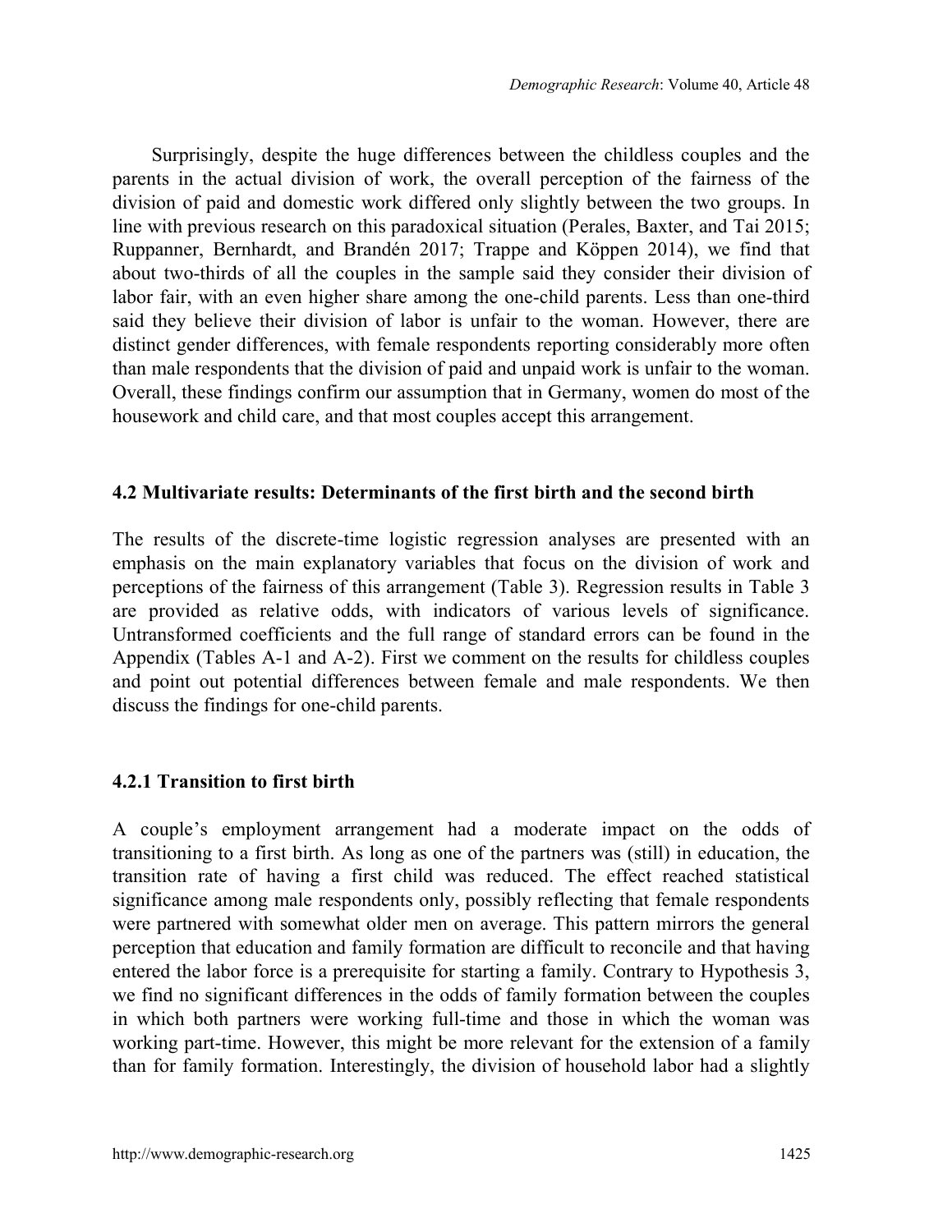Surprisingly, despite the huge differences between the childless couples and the parents in the actual division of work, the overall perception of the fairness of the division of paid and domestic work differed only slightly between the two groups. In line with previous research on this paradoxical situation (Perales, Baxter, and Tai 2015; Ruppanner, Bernhardt, and Brandén 2017; Trappe and Köppen 2014), we find that about two-thirds of all the couples in the sample said they consider their division of labor fair, with an even higher share among the one-child parents. Less than one-third said they believe their division of labor is unfair to the woman. However, there are distinct gender differences, with female respondents reporting considerably more often than male respondents that the division of paid and unpaid work is unfair to the woman. Overall, these findings confirm our assumption that in Germany, women do most of the housework and child care, and that most couples accept this arrangement.

### 4.2 Multivariate results: Determinants of the first birth and the second birth

The results of the discrete-time logistic regression analyses are presented with an emphasis on the main explanatory variables that focus on the division of work and perceptions of the fairness of this arrangement (Table 3). Regression results in Table 3 are provided as relative odds, with indicators of various levels of significance. Untransformed coefficients and the full range of standard errors can be found in the Appendix (Tables A-1 and A-2). First we comment on the results for childless couples and point out potential differences between female and male respondents. We then discuss the findings for one-child parents.

#### 4.2.1 Transition to first birth

A couple's employment arrangement had a moderate impact on the odds of transitioning to a first birth. As long as one of the partners was (still) in education, the transition rate of having a first child was reduced. The effect reached statistical significance among male respondents only, possibly reflecting that female respondents were partnered with somewhat older men on average. This pattern mirrors the general perception that education and family formation are difficult to reconcile and that having entered the labor force is a prerequisite for starting a family. Contrary to Hypothesis 3, we find no significant differences in the odds of family formation between the couples in which both partners were working full-time and those in which the woman was working part-time. However, this might be more relevant for the extension of a family than for family formation. Interestingly, the division of household labor had a slightly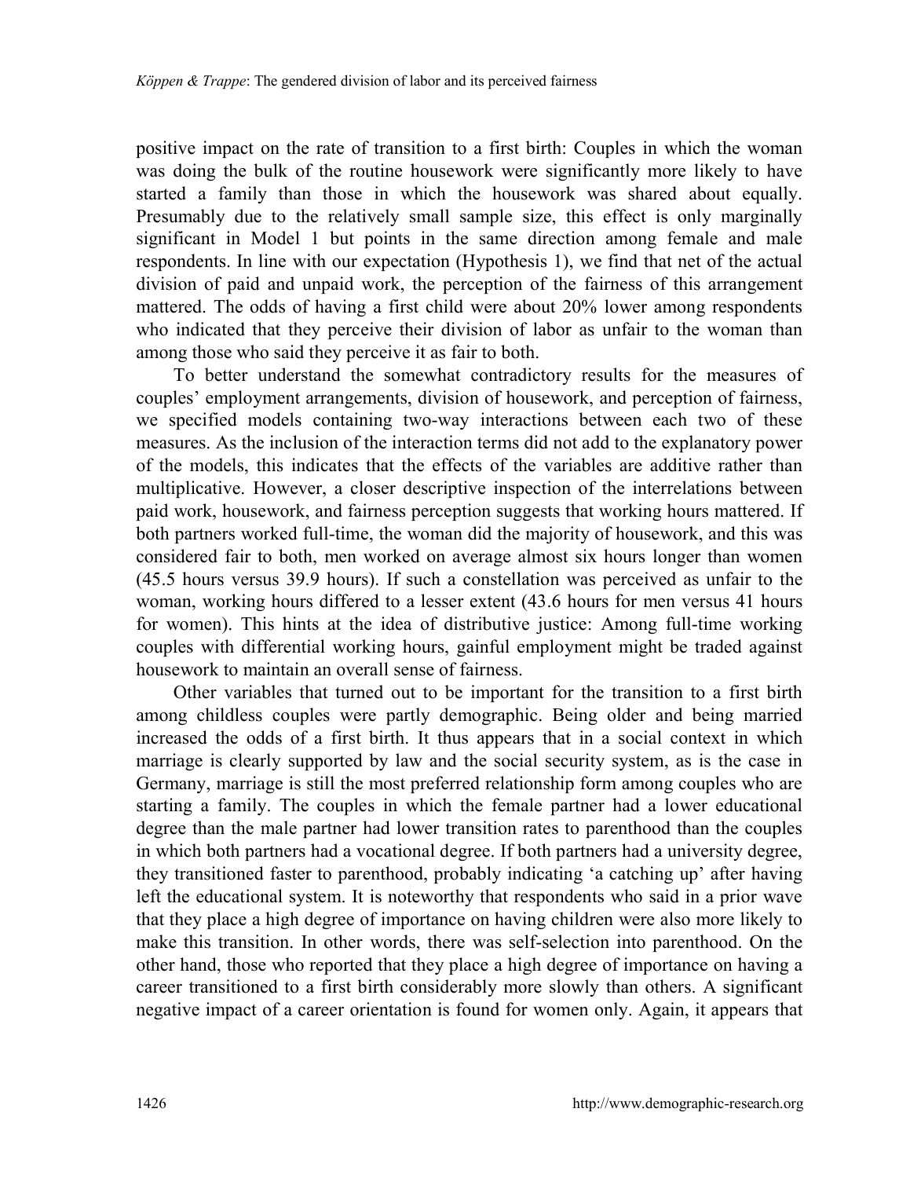positive impact on the rate of transition to a first birth: Couples in which the woman was doing the bulk of the routine housework were significantly more likely to have started a family than those in which the housework was shared about equally. Presumably due to the relatively small sample size, this effect is only marginally significant in Model 1 but points in the same direction among female and male respondents. In line with our expectation (Hypothesis 1), we find that net of the actual division of paid and unpaid work, the perception of the fairness of this arrangement mattered. The odds of having a first child were about 20% lower among respondents who indicated that they perceive their division of labor as unfair to the woman than among those who said they perceive it as fair to both.

To better understand the somewhat contradictory results for the measures of couples' employment arrangements, division of housework, and perception of fairness, we specified models containing two-way interactions between each two of these measures. As the inclusion of the interaction terms did not add to the explanatory power of the models, this indicates that the effects of the variables are additive rather than multiplicative. However, a closer descriptive inspection of the interrelations between paid work, housework, and fairness perception suggests that working hours mattered. If both partners worked full-time, the woman did the majority of housework, and this was considered fair to both, men worked on average almost six hours longer than women (45.5 hours versus 39.9 hours). If such a constellation was perceived as unfair to the woman, working hours differed to a lesser extent (43.6 hours for men versus 41 hours for women). This hints at the idea of distributive justice: Among full-time working couples with differential working hours, gainful employment might be traded against housework to maintain an overall sense of fairness.

Other variables that turned out to be important for the transition to a first birth among childless couples were partly demographic. Being older and being married increased the odds of a first birth. It thus appears that in a social context in which marriage is clearly supported by law and the social security system, as is the case in Germany, marriage is still the most preferred relationship form among couples who are starting a family. The couples in which the female partner had a lower educational degree than the male partner had lower transition rates to parenthood than the couples in which both partners had a vocational degree. If both partners had a university degree, they transitioned faster to parenthood, probably indicating 'a catching up' after having left the educational system. It is noteworthy that respondents who said in a prior wave that they place a high degree of importance on having children were also more likely to make this transition. In other words, there was self-selection into parenthood. On the other hand, those who reported that they place a high degree of importance on having a career transitioned to a first birth considerably more slowly than others. A significant negative impact of a career orientation is found for women only. Again, it appears that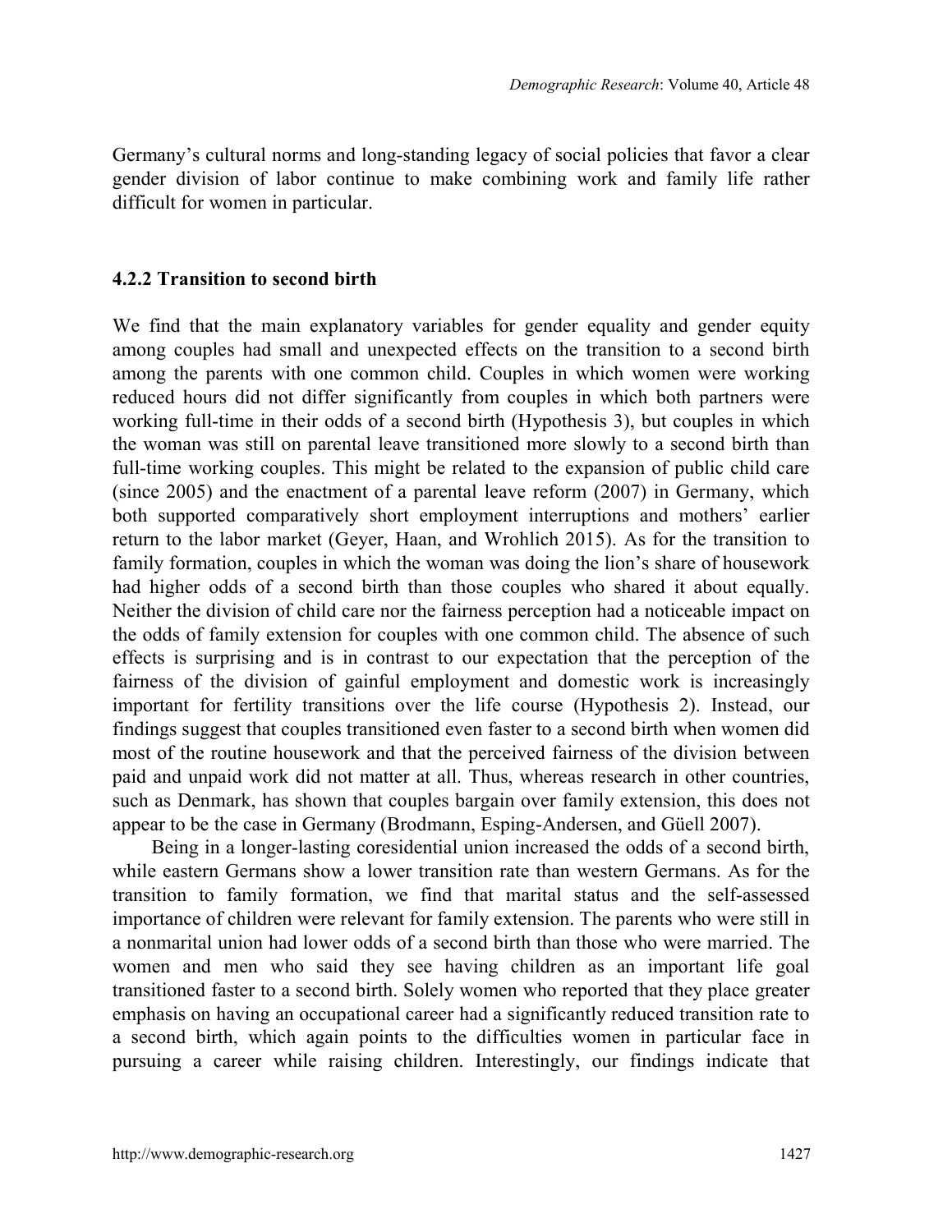Germany's cultural norms and long-standing legacy of social policies that favor a clear gender division of labor continue to make combining work and family life rather difficult for women in particular.

### 4.2.2 Transition to second birth

We find that the main explanatory variables for gender equality and gender equity among couples had small and unexpected effects on the transition to a second birth among the parents with one common child. Couples in which women were working reduced hours did not differ significantly from couples in which both partners were working full-time in their odds of a second birth (Hypothesis 3), but couples in which the woman was still on parental leave transitioned more slowly to a second birth than full-time working couples. This might be related to the expansion of public child care (since 2005) and the enactment of a parental leave reform (2007) in Germany, which both supported comparatively short employment interruptions and mothers' earlier return to the labor market (Geyer, Haan, and Wrohlich 2015). As for the transition to family formation, couples in which the woman was doing the lion's share of housework had higher odds of a second birth than those couples who shared it about equally. Neither the division of child care nor the fairness perception had a noticeable impact on the odds of family extension for couples with one common child. The absence of such effects is surprising and is in contrast to our expectation that the perception of the fairness of the division of gainful employment and domestic work is increasingly important for fertility transitions over the life course (Hypothesis 2). Instead, our findings suggest that couples transitioned even faster to a second birth when women did most of the routine housework and that the perceived fairness of the division between paid and unpaid work did not matter at all. Thus, whereas research in other countries, such as Denmark, has shown that couples bargain over family extension, this does not appear to be the case in Germany (Brodmann, Esping-Andersen, and Güell 2007).

Being in a longer-lasting coresidential union increased the odds of a second birth, while eastern Germans show a lower transition rate than western Germans. As for the transition to family formation, we find that marital status and the self-assessed importance of children were relevant for family extension. The parents who were still in a nonmarital union had lower odds of a second birth than those who were married. The women and men who said they see having children as an important life goal transitioned faster to a second birth. Solely women who reported that they place greater emphasis on having an occupational career had a significantly reduced transition rate to a second birth, which again points to the difficulties women in particular face in pursuing a career while raising children. Interestingly, our findings indicate that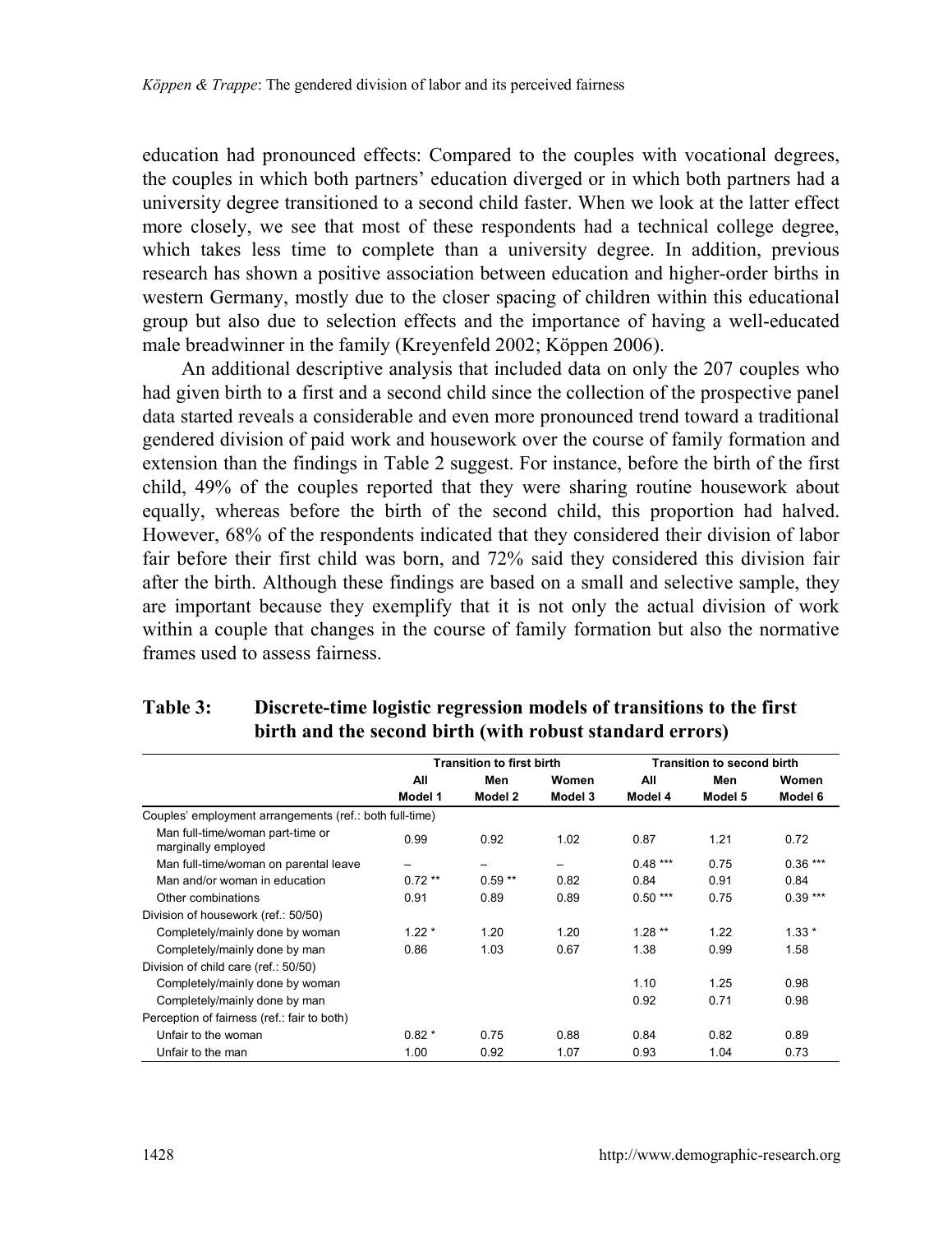education had pronounced effects: Compared to the couples with vocational degrees, the couples in which both partners' education diverged or in which both partners had a university degree transitioned to a second child faster. When we look at the latter effect more closely, we see that most of these respondents had a technical college degree, which takes less time to complete than a university degree. In addition, previous research has shown a positive association between education and higher-order births in western Germany, mostly due to the closer spacing of children within this educational group but also due to selection effects and the importance of having a well-educated male breadwinner in the family (Kreyenfeld 2002; Köppen 2006).

An additional descriptive analysis that included data on only the 207 couples who had given birth to a first and a second child since the collection of the prospective panel data started reveals a considerable and even more pronounced trend toward a traditional gendered division of paid work and housework over the course of family formation and extension than the findings in Table 2 suggest. For instance, before the birth of the first child, 49% of the couples reported that they were sharing routine housework about equally, whereas before the birth of the second child, this proportion had halved. However, 68% of the respondents indicated that they considered their division of labor fair before their first child was born, and 72% said they considered this division fair after the birth. Although these findings are based on a small and selective sample, they are important because they exemplify that it is not only the actual division of work within a couple that changes in the course of family formation but also the normative frames used to assess fairness.

**Table 3: Discrete-time logistic regression models of transitions to the first birth and the second birth (with robust standard errors)**

| | Transition to first birth | | | Transition to second birth | | |
|---|---|---|---|---|---|---|
| | All Model 1 | Men Model 2 | Women Model 3 | All Model 4 | Men Model 5 | Women Model 6 |
| Couples' employment arrangements (ref.: both full-time) | | | | | | |
| Man full-time/woman part-time or marginally employed | 0.99 | 0.92 | 1.02 | 0.87 | 1.21 | 0.72 |
| Man full-time/woman on parental leave | – | – | – | 0.48 *** | 0.75 | 0.36 *** |
| Man and/or woman in education | 0.72 ** | 0.59 ** | 0.82 | 0.84 | 0.91 | 0.84 |
| Other combinations | 0.91 | 0.89 | 0.89 | 0.50 *** | 0.75 | 0.39 *** |
| Division of housework (ref.: 50/50) | | | | | | |
| Completely/mainly done by woman | 1.22 * | 1.20 | 1.20 | 1.28 ** | 1.22 | 1.33 * |
| Completely/mainly done by man | 0.86 | 1.03 | 0.67 | 1.38 | 0.99 | 1.58 |
| Division of child care (ref.: 50/50) | | | | | | |
| Completely/mainly done by woman | | | | 1.10 | 1.25 | 0.98 |
| Completely/mainly done by man | | | | 0.92 | 0.71 | 0.98 |
| Perception of fairness (ref.: fair to both) | | | | | | |
| Unfair to the woman | 0.82 * | 0.75 | 0.88 | 0.84 | 0.82 | 0.89 |
| Unfair to the man | 1.00 | 0.92 | 1.07 | 0.93 | 1.04 | 0.73 |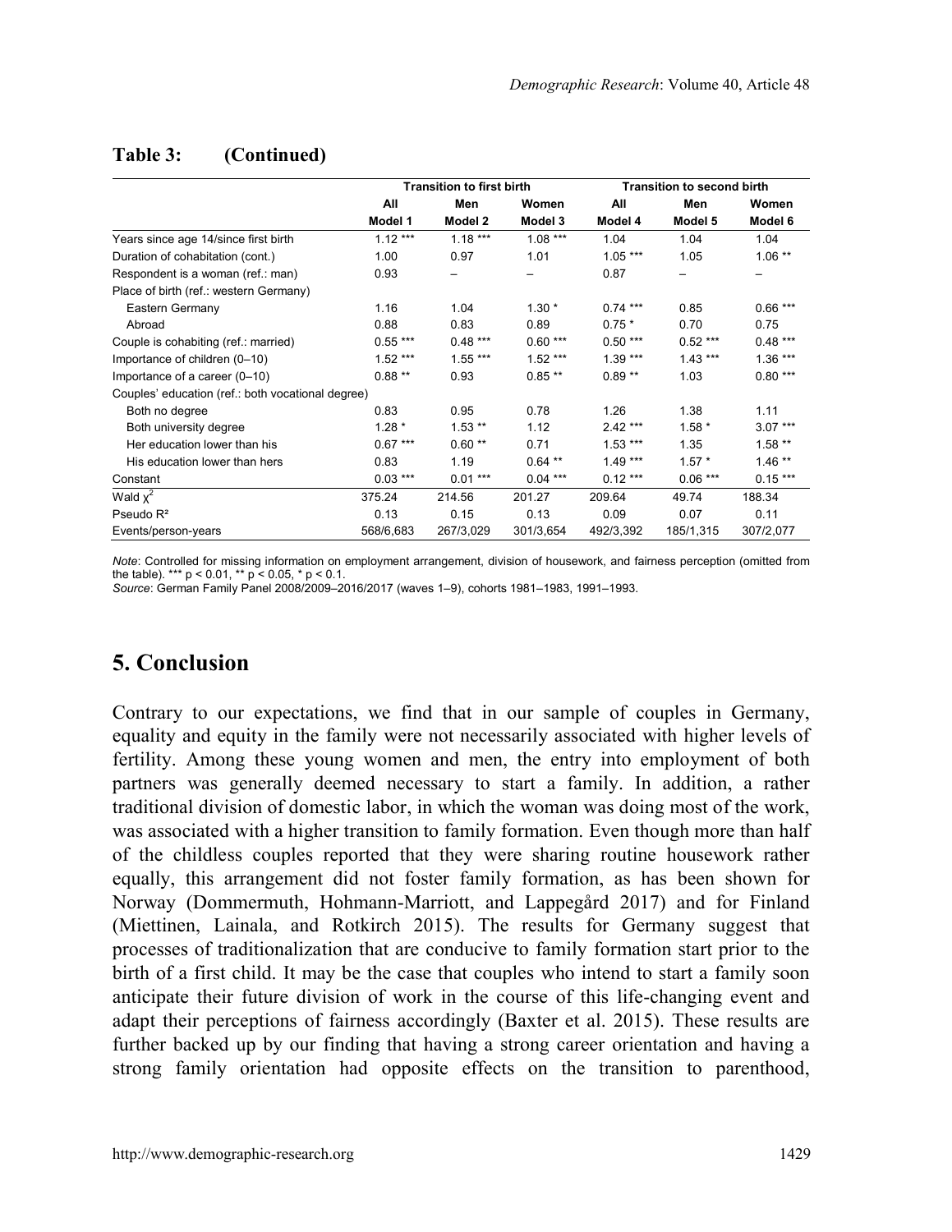**Table 3: (Continued)**

| | Transition to first birth | | | Transition to second birth | | |
|---|---|---|---|---|---|---|
| | All | Men | Women | All | Men | Women |
| | Model 1 | Model 2 | Model 3 | Model 4 | Model 5 | Model 6 |
| Years since age 14/since first birth | 1.12 *** | 1.18 *** | 1.08 *** | 1.04 | 1.04 | 1.04 |
| Duration of cohabitation (cont.) | 1.00 | 0.97 | 1.01 | 1.05 *** | 1.05 | 1.06 ** |
| Respondent is a woman (ref.: man) | 0.93 | – | – | 0.87 | – | – |
| Place of birth (ref.: western Germany) | | | | | | |
| Eastern Germany | 1.16 | 1.04 | 1.30 * | 0.74 *** | 0.85 | 0.66 *** |
| Abroad | 0.88 | 0.83 | 0.89 | 0.75 * | 0.70 | 0.75 |
| Couple is cohabiting (ref.: married) | 0.55 *** | 0.48 *** | 0.60 *** | 0.50 *** | 0.52 *** | 0.48 *** |
| Importance of children (0–10) | 1.52 *** | 1.55 *** | 1.52 *** | 1.39 *** | 1.43 *** | 1.36 *** |
| Importance of a career (0–10) | 0.88 ** | 0.93 | 0.85 ** | 0.89 ** | 1.03 | 0.80 *** |
| Couples' education (ref.: both vocational degree) | | | | | | |
| Both no degree | 0.83 | 0.95 | 0.78 | 1.26 | 1.38 | 1.11 |
| Both university degree | 1.28 * | 1.53 ** | 1.12 | 2.42 *** | 1.58 * | 3.07 *** |
| Her education lower than his | 0.67 *** | 0.60 ** | 0.71 | 1.53 *** | 1.35 | 1.58 ** |
| His education lower than hers | 0.83 | 1.19 | 0.64 ** | 1.49 *** | 1.57 * | 1.46 ** |
| Constant | 0.03 *** | 0.01 *** | 0.04 *** | 0.12 *** | 0.06 *** | 0.15 *** |
| Wald $\chi^2$ | 375.24 | 214.56 | 201.27 | 209.64 | 49.74 | 188.34 |
| Pseudo $R^2$ | 0.13 | 0.15 | 0.13 | 0.09 | 0.07 | 0.11 |
| Events/person-years | 568/6,683 | 267/3,029 | 301/3,654 | 492/3,392 | 185/1,315 | 307/2,077 |

*Note*: Controlled for missing information on employment arrangement, division of housework, and fairness perception (omitted from the table). *** $p < 0.01$, ** $p < 0.05$, * $p < 0.1$.
*Source*: German Family Panel 2008/2009–2016/2017 (waves 1–9), cohorts 1981–1983, 1991–1993.

## 5. Conclusion

Contrary to our expectations, we find that in our sample of couples in Germany, equality and equity in the family were not necessarily associated with higher levels of fertility. Among these young women and men, the entry into employment of both partners was generally deemed necessary to start a family. In addition, a rather traditional division of domestic labor, in which the woman was doing most of the work, was associated with a higher transition to family formation. Even though more than half of the childless couples reported that they were sharing routine housework rather equally, this arrangement did not foster family formation, as has been shown for Norway (Dommermuth, Hohmann-Marriott, and Lappegård 2017) and for Finland (Miettinen, Lainala, and Rotkirch 2015). The results for Germany suggest that processes of traditionalization that are conducive to family formation start prior to the birth of a first child. It may be the case that couples who intend to start a family soon anticipate their future division of work in the course of this life-changing event and adapt their perceptions of fairness accordingly (Baxter et al. 2015). These results are further backed up by our finding that having a strong career orientation and having a strong family orientation had opposite effects on the transition to parenthood,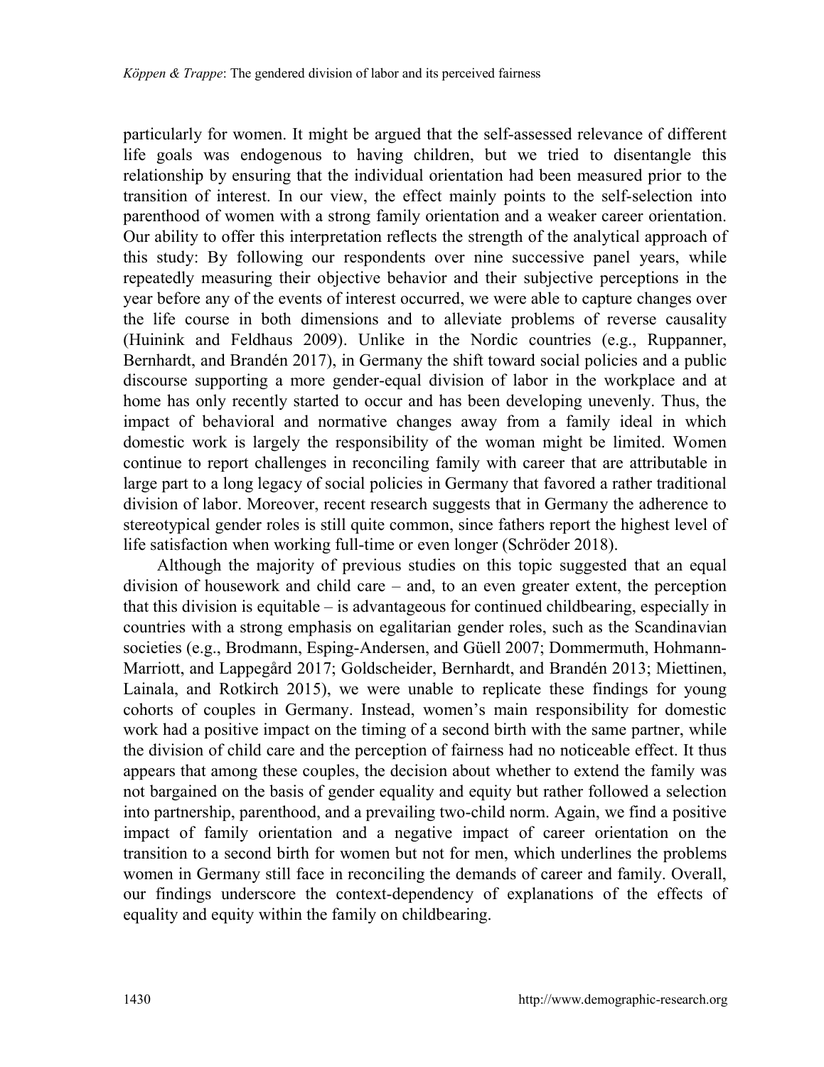particularly for women. It might be argued that the self-assessed relevance of different life goals was endogenous to having children, but we tried to disentangle this relationship by ensuring that the individual orientation had been measured prior to the transition of interest. In our view, the effect mainly points to the self-selection into parenthood of women with a strong family orientation and a weaker career orientation. Our ability to offer this interpretation reflects the strength of the analytical approach of this study: By following our respondents over nine successive panel years, while repeatedly measuring their objective behavior and their subjective perceptions in the year before any of the events of interest occurred, we were able to capture changes over the life course in both dimensions and to alleviate problems of reverse causality (Huinink and Feldhaus 2009). Unlike in the Nordic countries (e.g., Ruppanner, Bernhardt, and Brandén 2017), in Germany the shift toward social policies and a public discourse supporting a more gender-equal division of labor in the workplace and at home has only recently started to occur and has been developing unevenly. Thus, the impact of behavioral and normative changes away from a family ideal in which domestic work is largely the responsibility of the woman might be limited. Women continue to report challenges in reconciling family with career that are attributable in large part to a long legacy of social policies in Germany that favored a rather traditional division of labor. Moreover, recent research suggests that in Germany the adherence to stereotypical gender roles is still quite common, since fathers report the highest level of life satisfaction when working full-time or even longer (Schröder 2018).

Although the majority of previous studies on this topic suggested that an equal division of housework and child care – and, to an even greater extent, the perception that this division is equitable – is advantageous for continued childbearing, especially in countries with a strong emphasis on egalitarian gender roles, such as the Scandinavian societies (e.g., Brodmann, Esping-Andersen, and Güell 2007; Dommermuth, Hohmann-Marriott, and Lappegård 2017; Goldscheider, Bernhardt, and Brandén 2013; Miettinen, Lainala, and Rotkirch 2015), we were unable to replicate these findings for young cohorts of couples in Germany. Instead, women's main responsibility for domestic work had a positive impact on the timing of a second birth with the same partner, while the division of child care and the perception of fairness had no noticeable effect. It thus appears that among these couples, the decision about whether to extend the family was not bargained on the basis of gender equality and equity but rather followed a selection into partnership, parenthood, and a prevailing two-child norm. Again, we find a positive impact of family orientation and a negative impact of career orientation on the transition to a second birth for women but not for men, which underlines the problems women in Germany still face in reconciling the demands of career and family. Overall, our findings underscore the context-dependency of explanations of the effects of equality and equity within the family on childbearing.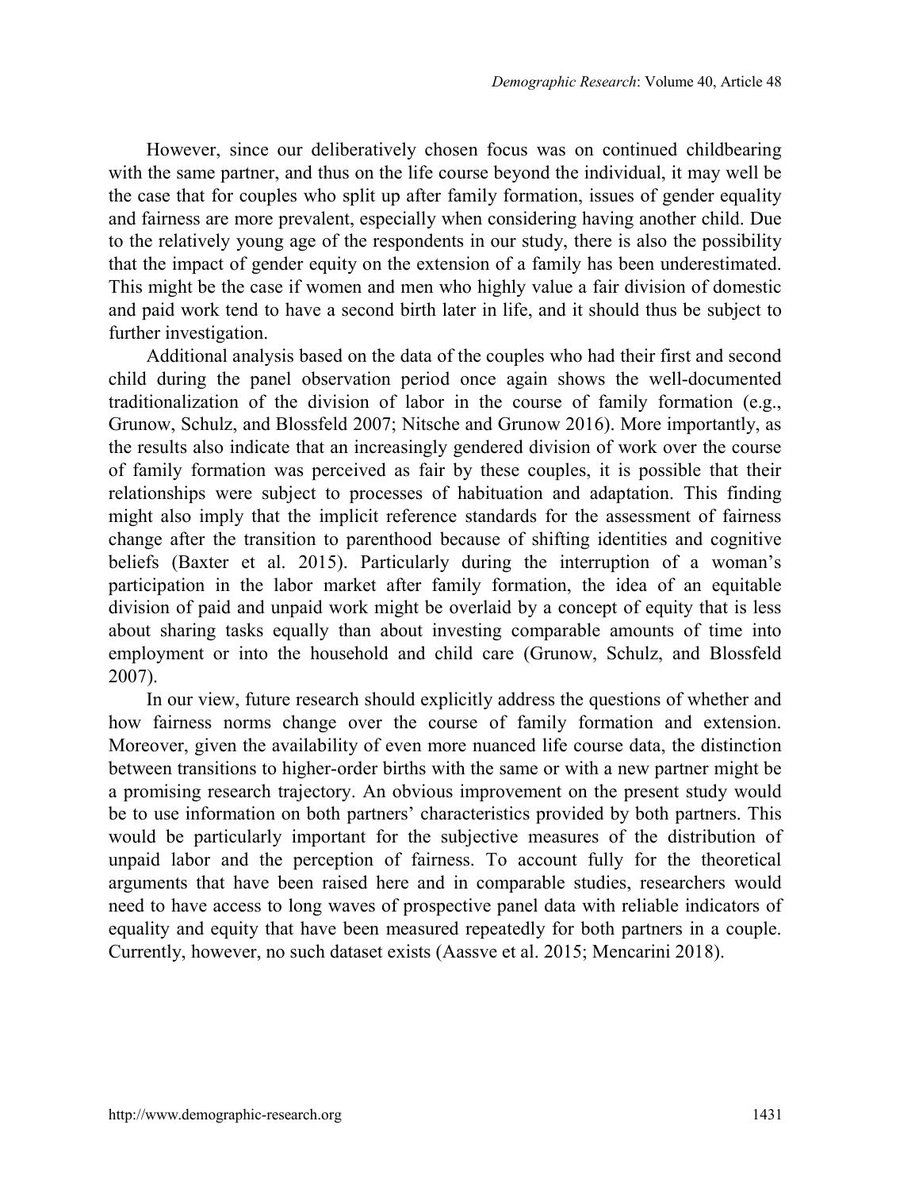However, since our deliberatively chosen focus was on continued childbearing with the same partner, and thus on the life course beyond the individual, it may well be the case that for couples who split up after family formation, issues of gender equality and fairness are more prevalent, especially when considering having another child. Due to the relatively young age of the respondents in our study, there is also the possibility that the impact of gender equity on the extension of a family has been underestimated. This might be the case if women and men who highly value a fair division of domestic and paid work tend to have a second birth later in life, and it should thus be subject to further investigation.

Additional analysis based on the data of the couples who had their first and second child during the panel observation period once again shows the well-documented traditionalization of the division of labor in the course of family formation (e.g., Grunow, Schulz, and Blossfeld 2007; Nitsche and Grunow 2016). More importantly, as the results also indicate that an increasingly gendered division of work over the course of family formation was perceived as fair by these couples, it is possible that their relationships were subject to processes of habituation and adaptation. This finding might also imply that the implicit reference standards for the assessment of fairness change after the transition to parenthood because of shifting identities and cognitive beliefs (Baxter et al. 2015). Particularly during the interruption of a woman's participation in the labor market after family formation, the idea of an equitable division of paid and unpaid work might be overlaid by a concept of equity that is less about sharing tasks equally than about investing comparable amounts of time into employment or into the household and child care (Grunow, Schulz, and Blossfeld 2007).

In our view, future research should explicitly address the questions of whether and how fairness norms change over the course of family formation and extension. Moreover, given the availability of even more nuanced life course data, the distinction between transitions to higher-order births with the same or with a new partner might be a promising research trajectory. An obvious improvement on the present study would be to use information on both partners' characteristics provided by both partners. This would be particularly important for the subjective measures of the distribution of unpaid labor and the perception of fairness. To account fully for the theoretical arguments that have been raised here and in comparable studies, researchers would need to have access to long waves of prospective panel data with reliable indicators of equality and equity that have been measured repeatedly for both partners in a couple. Currently, however, no such dataset exists (Aassve et al. 2015; Mencarini 2018).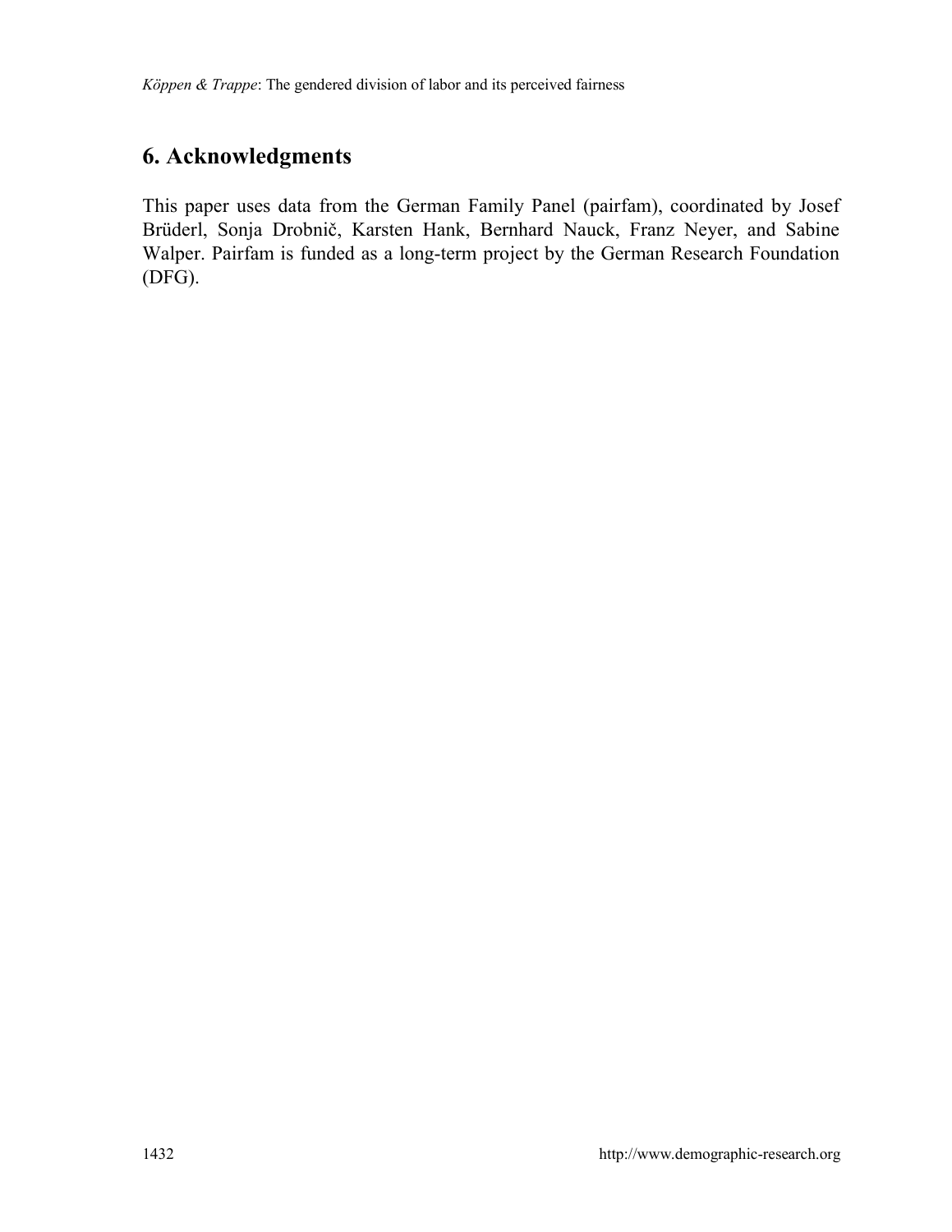## 6. Acknowledgments

This paper uses data from the German Family Panel (pairfam), coordinated by Josef Brüderl, Sonja Drobnič, Karsten Hank, Bernhard Nauck, Franz Neyer, and Sabine Walper. Pairfam is funded as a long-term project by the German Research Foundation (DFG).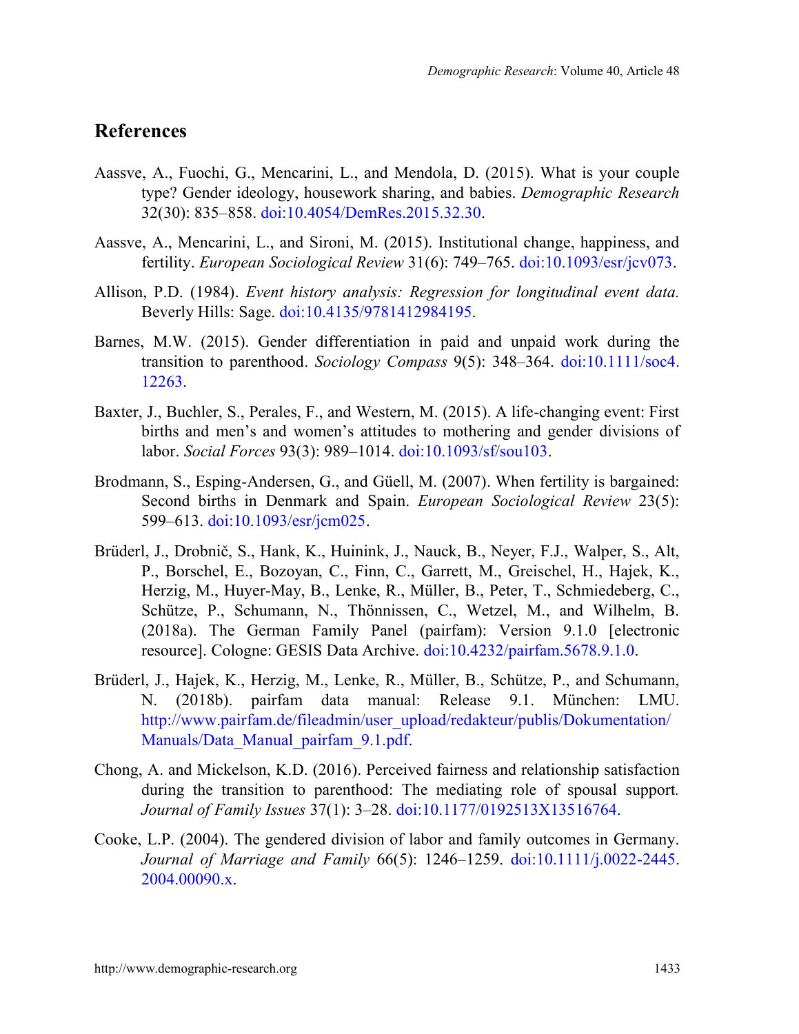## References

Aassve, A., Fuochi, G., Mencarini, L., and Mendola, D. (2015). What is your couple type? Gender ideology, housework sharing, and babies. *Demographic Research* 32(30): 835–858. doi:10.4054/DemRes.2015.32.30.

Aassve, A., Mencarini, L., and Sironi, M. (2015). Institutional change, happiness, and fertility. *European Sociological Review* 31(6): 749–765. doi:10.1093/esr/jcv073.

Allison, P.D. (1984). *Event history analysis: Regression for longitudinal event data.* Beverly Hills: Sage. doi:10.4135/9781412984195.

Barnes, M.W. (2015). Gender differentiation in paid and unpaid work during the transition to parenthood. *Sociology Compass* 9(5): 348–364. doi:10.1111/soc4.12263.

Baxter, J., Buchler, S., Perales, F., and Western, M. (2015). A life-changing event: First births and men's and women's attitudes to mothering and gender divisions of labor. *Social Forces* 93(3): 989–1014. doi:10.1093/sf/sou103.

Brodmann, S., Esping-Andersen, G., and Güell, M. (2007). When fertility is bargained: Second births in Denmark and Spain. *European Sociological Review* 23(5): 599–613. doi:10.1093/esr/jcm025.

Brüderl, J., Drobnič, S., Hank, K., Huinink, J., Nauck, B., Neyer, F.J., Walper, S., Alt, P., Borschel, E., Bozoyan, C., Finn, C., Garrett, M., Greischel, H., Hajek, K., Herzig, M., Huyer-May, B., Lenke, R., Müller, B., Peter, T., Schmiedeberg, C., Schütze, P., Schumann, N., Thönnissen, C., Wetzel, M., and Wilhelm, B. (2018a). The German Family Panel (pairfam): Version 9.1.0 [electronic resource]. Cologne: GESIS Data Archive. doi:10.4232/pairfam.5678.9.1.0.

Brüderl, J., Hajek, K., Herzig, M., Lenke, R., Müller, B., Schütze, P., and Schumann, N. (2018b). pairfam data manual: Release 9.1. München: LMU. http://www.pairfam.de/fileadmin/user_upload/redakteur/publis/Dokumentation/Manuals/Data_Manual_pairfam_9.1.pdf.

Chong, A. and Mickelson, K.D. (2016). Perceived fairness and relationship satisfaction during the transition to parenthood: The mediating role of spousal support. *Journal of Family Issues* 37(1): 3–28. doi:10.1177/0192513X13516764.

Cooke, L.P. (2004). The gendered division of labor and family outcomes in Germany. *Journal of Marriage and Family* 66(5): 1246–1259. doi:10.1111/j.0022-2445.2004.00090.x.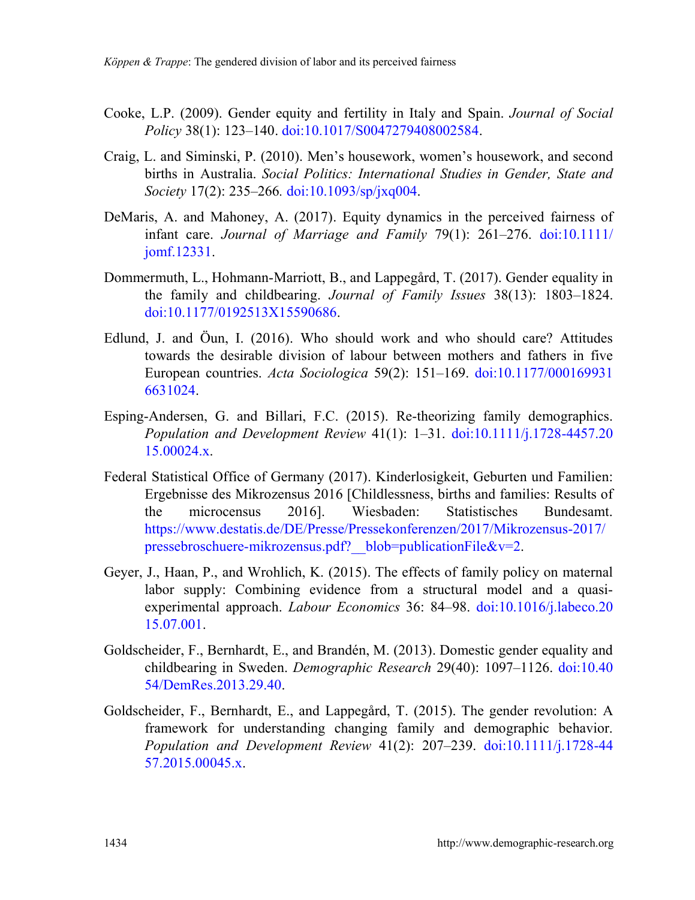Cooke, L.P. (2009). Gender equity and fertility in Italy and Spain. *Journal of Social Policy* 38(1): 123–140. doi:10.1017/S0047279408002584.

Craig, L. and Siminski, P. (2010). Men's housework, women's housework, and second births in Australia. *Social Politics: International Studies in Gender, State and Society* 17(2): 235–266. doi:10.1093/sp/jxq004.

DeMaris, A. and Mahoney, A. (2017). Equity dynamics in the perceived fairness of infant care. *Journal of Marriage and Family* 79(1): 261–276. doi:10.1111/jomf.12331.

Dommermuth, L., Hohmann-Marriott, B., and Lappegård, T. (2017). Gender equality in the family and childbearing. *Journal of Family Issues* 38(13): 1803–1824. doi:10.1177/0192513X15590686.

Edlund, J. and Öun, I. (2016). Who should work and who should care? Attitudes towards the desirable division of labour between mothers and fathers in five European countries. *Acta Sociologica* 59(2): 151–169. doi:10.1177/0001699316631024.

Esping-Andersen, G. and Billari, F.C. (2015). Re-theorizing family demographics. *Population and Development Review* 41(1): 1–31. doi:10.1111/j.1728-4457.2015.00024.x.

Federal Statistical Office of Germany (2017). Kinderlosigkeit, Geburten und Familien: Ergebnisse des Mikrozensus 2016 [Childlessness, births and families: Results of the microcensus 2016]. Wiesbaden: Statistisches Bundesamt. https://www.destatis.de/DE/Presse/Pressekonferenzen/2017/Mikrozensus-2017/pressebroschuere-mikrozensus.pdf?__blob=publicationFile&v=2.

Geyer, J., Haan, P., and Wrohlich, K. (2015). The effects of family policy on maternal labor supply: Combining evidence from a structural model and a quasi-experimental approach. *Labour Economics* 36: 84–98. doi:10.1016/j.labeco.2015.07.001.

Goldscheider, F., Bernhardt, E., and Brandén, M. (2013). Domestic gender equality and childbearing in Sweden. *Demographic Research* 29(40): 1097–1126. doi:10.4054/DemRes.2013.29.40.

Goldscheider, F., Bernhardt, E., and Lappegård, T. (2015). The gender revolution: A framework for understanding changing family and demographic behavior. *Population and Development Review* 41(2): 207–239. doi:10.1111/j.1728-4457.2015.00045.x.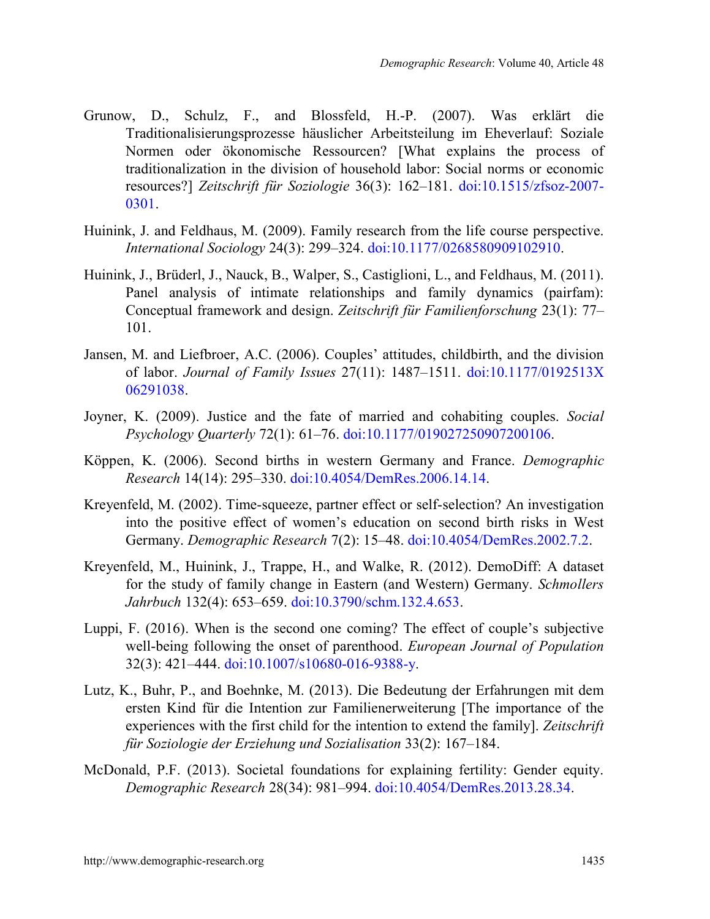Grunow, D., Schulz, F., and Blossfeld, H.-P. (2007). Was erklärt die Traditionalisierungsprozesse häuslicher Arbeitsteilung im Eheverlauf: Soziale Normen oder ökonomische Ressourcen? [What explains the process of traditionalization in the division of household labor: Social norms or economic resources?] *Zeitschrift für Soziologie* 36(3): 162–181. doi:10.1515/zfsoz-2007-0301.

Huinink, J. and Feldhaus, M. (2009). Family research from the life course perspective. *International Sociology* 24(3): 299–324. doi:10.1177/0268580909102910.

Huinink, J., Brüderl, J., Nauck, B., Walper, S., Castiglioni, L., and Feldhaus, M. (2011). Panel analysis of intimate relationships and family dynamics (pairfam): Conceptual framework and design. *Zeitschrift für Familienforschung* 23(1): 77–101.

Jansen, M. and Liefbroer, A.C. (2006). Couples' attitudes, childbirth, and the division of labor. *Journal of Family Issues* 27(11): 1487–1511. doi:10.1177/0192513X06291038.

Joyner, K. (2009). Justice and the fate of married and cohabiting couples. *Social Psychology Quarterly* 72(1): 61–76. doi:10.1177/019027250907200106.

Köppen, K. (2006). Second births in western Germany and France. *Demographic Research* 14(14): 295–330. doi:10.4054/DemRes.2006.14.14.

Kreyenfeld, M. (2002). Time-squeeze, partner effect or self-selection? An investigation into the positive effect of women's education on second birth risks in West Germany. *Demographic Research* 7(2): 15–48. doi:10.4054/DemRes.2002.7.2.

Kreyenfeld, M., Huinink, J., Trappe, H., and Walke, R. (2012). DemoDiff: A dataset for the study of family change in Eastern (and Western) Germany. *Schmollers Jahrbuch* 132(4): 653–659. doi:10.3790/schm.132.4.653.

Luppi, F. (2016). When is the second one coming? The effect of couple's subjective well-being following the onset of parenthood. *European Journal of Population* 32(3): 421–444. doi:10.1007/s10680-016-9388-y.

Lutz, K., Buhr, P., and Boehnke, M. (2013). Die Bedeutung der Erfahrungen mit dem ersten Kind für die Intention zur Familienerweiterung [The importance of the experiences with the first child for the intention to extend the family]. *Zeitschrift für Soziologie der Erziehung und Sozialisation* 33(2): 167–184.

McDonald, P.F. (2013). Societal foundations for explaining fertility: Gender equity. *Demographic Research* 28(34): 981–994. doi:10.4054/DemRes.2013.28.34.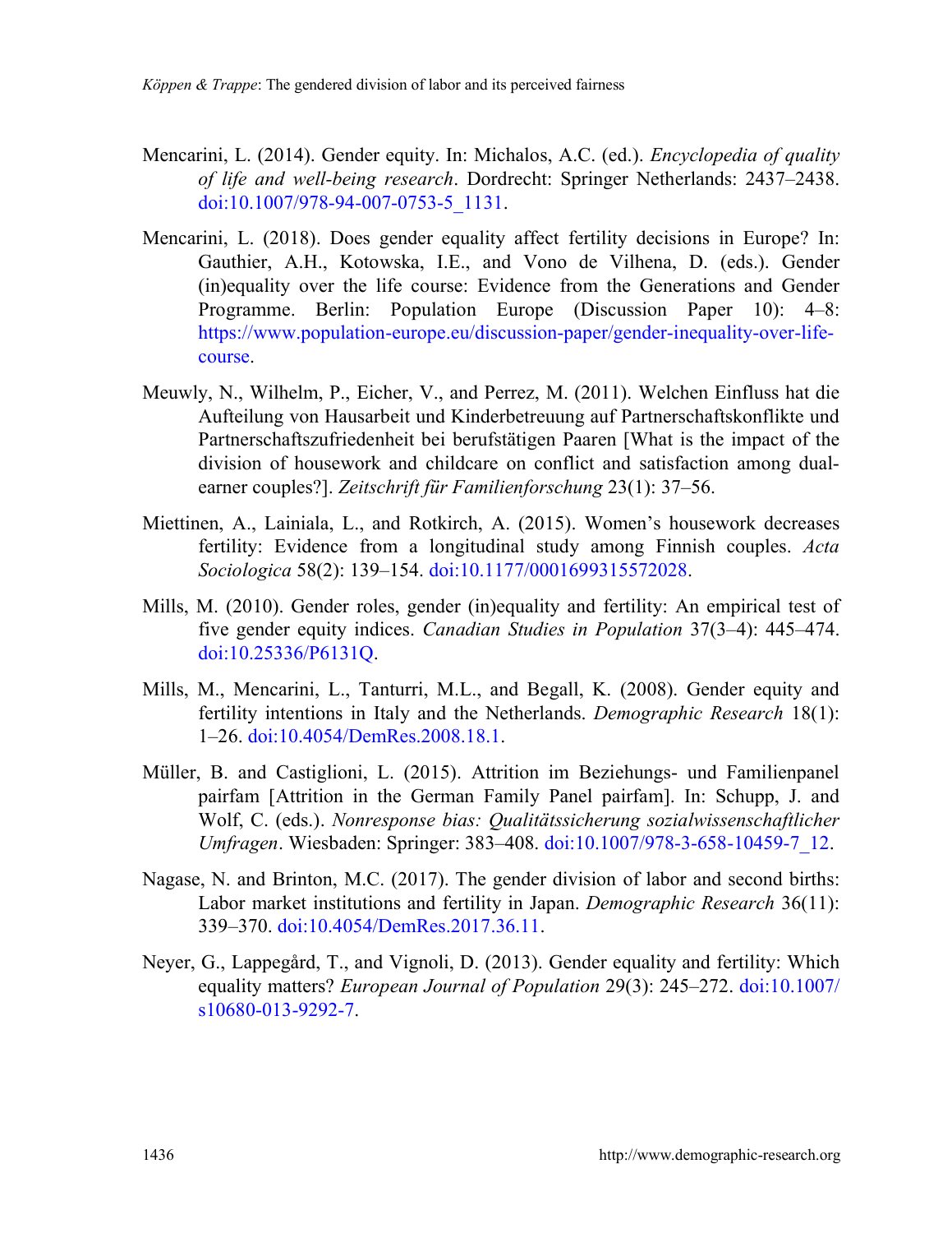Mencarini, L. (2014). Gender equity. In: Michalos, A.C. (ed.). *Encyclopedia of quality of life and well-being research*. Dordrecht: Springer Netherlands: 2437–2438. doi:10.1007/978-94-007-0753-5_1131.

Mencarini, L. (2018). Does gender equality affect fertility decisions in Europe? In: Gauthier, A.H., Kotowska, I.E., and Vono de Vilhena, D. (eds.). Gender (in)equality over the life course: Evidence from the Generations and Gender Programme. Berlin: Population Europe (Discussion Paper 10): 4–8: https://www.population-europe.eu/discussion-paper/gender-inequality-over-life-course.

Meuwly, N., Wilhelm, P., Eicher, V., and Perrez, M. (2011). Welchen Einfluss hat die Aufteilung von Hausarbeit und Kinderbetreuung auf Partnerschaftskonflikte und Partnerschaftszufriedenheit bei berufstätigen Paaren [What is the impact of the division of housework and childcare on conflict and satisfaction among dual-earner couples?]. *Zeitschrift für Familienforschung* 23(1): 37–56.

Miettinen, A., Lainiala, L., and Rotkirch, A. (2015). Women's housework decreases fertility: Evidence from a longitudinal study among Finnish couples. *Acta Sociologica* 58(2): 139–154. doi:10.1177/0001699315572028.

Mills, M. (2010). Gender roles, gender (in)equality and fertility: An empirical test of five gender equity indices. *Canadian Studies in Population* 37(3–4): 445–474. doi:10.25336/P6131Q.

Mills, M., Mencarini, L., Tanturri, M.L., and Begall, K. (2008). Gender equity and fertility intentions in Italy and the Netherlands. *Demographic Research* 18(1): 1–26. doi:10.4054/DemRes.2008.18.1.

Müller, B. and Castiglioni, L. (2015). Attrition im Beziehungs- und Familienpanel pairfam [Attrition in the German Family Panel pairfam]. In: Schupp, J. and Wolf, C. (eds.). *Nonresponse bias: Qualitätssicherung sozialwissenschaftlicher Umfragen*. Wiesbaden: Springer: 383–408. doi:10.1007/978-3-658-10459-7_12.

Nagase, N. and Brinton, M.C. (2017). The gender division of labor and second births: Labor market institutions and fertility in Japan. *Demographic Research* 36(11): 339–370. doi:10.4054/DemRes.2017.36.11.

Neyer, G., Lappegård, T., and Vignoli, D. (2013). Gender equality and fertility: Which equality matters? *European Journal of Population* 29(3): 245–272. doi:10.1007/s10680-013-9292-7.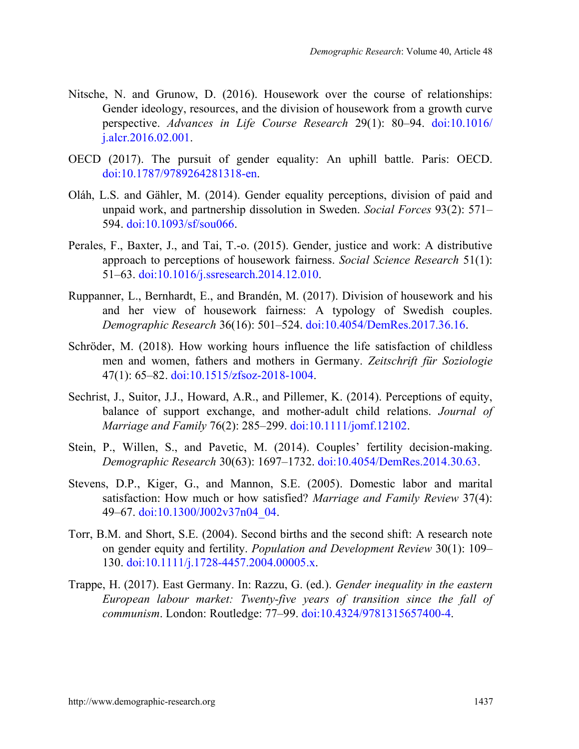Nitsche, N. and Grunow, D. (2016). Housework over the course of relationships: Gender ideology, resources, and the division of housework from a growth curve perspective. *Advances in Life Course Research* 29(1): 80–94. doi:10.1016/j.alcr.2016.02.001.

OECD (2017). The pursuit of gender equality: An uphill battle. Paris: OECD. doi:10.1787/9789264281318-en.

Oláh, L.S. and Gähler, M. (2014). Gender equality perceptions, division of paid and unpaid work, and partnership dissolution in Sweden. *Social Forces* 93(2): 571–594. doi:10.1093/sf/sou066.

Perales, F., Baxter, J., and Tai, T.-o. (2015). Gender, justice and work: A distributive approach to perceptions of housework fairness. *Social Science Research* 51(1): 51–63. doi:10.1016/j.ssresearch.2014.12.010.

Ruppanner, L., Bernhardt, E., and Brandén, M. (2017). Division of housework and his and her view of housework fairness: A typology of Swedish couples. *Demographic Research* 36(16): 501–524. doi:10.4054/DemRes.2017.36.16.

Schröder, M. (2018). How working hours influence the life satisfaction of childless men and women, fathers and mothers in Germany. *Zeitschrift für Soziologie* 47(1): 65–82. doi:10.1515/zfsoz-2018-1004.

Sechrist, J., Suitor, J.J., Howard, A.R., and Pillemer, K. (2014). Perceptions of equity, balance of support exchange, and mother-adult child relations. *Journal of Marriage and Family* 76(2): 285–299. doi:10.1111/jomf.12102.

Stein, P., Willen, S., and Pavetic, M. (2014). Couples' fertility decision-making. *Demographic Research* 30(63): 1697–1732. doi:10.4054/DemRes.2014.30.63.

Stevens, D.P., Kiger, G., and Mannon, S.E. (2005). Domestic labor and marital satisfaction: How much or how satisfied? *Marriage and Family Review* 37(4): 49–67. doi:10.1300/J002v37n04_04.

Torr, B.M. and Short, S.E. (2004). Second births and the second shift: A research note on gender equity and fertility. *Population and Development Review* 30(1): 109–130. doi:10.1111/j.1728-4457.2004.00005.x.

Trappe, H. (2017). East Germany. In: Razzu, G. (ed.). *Gender inequality in the eastern European labour market: Twenty-five years of transition since the fall of communism*. London: Routledge: 77–99. doi:10.4324/9781315657400-4.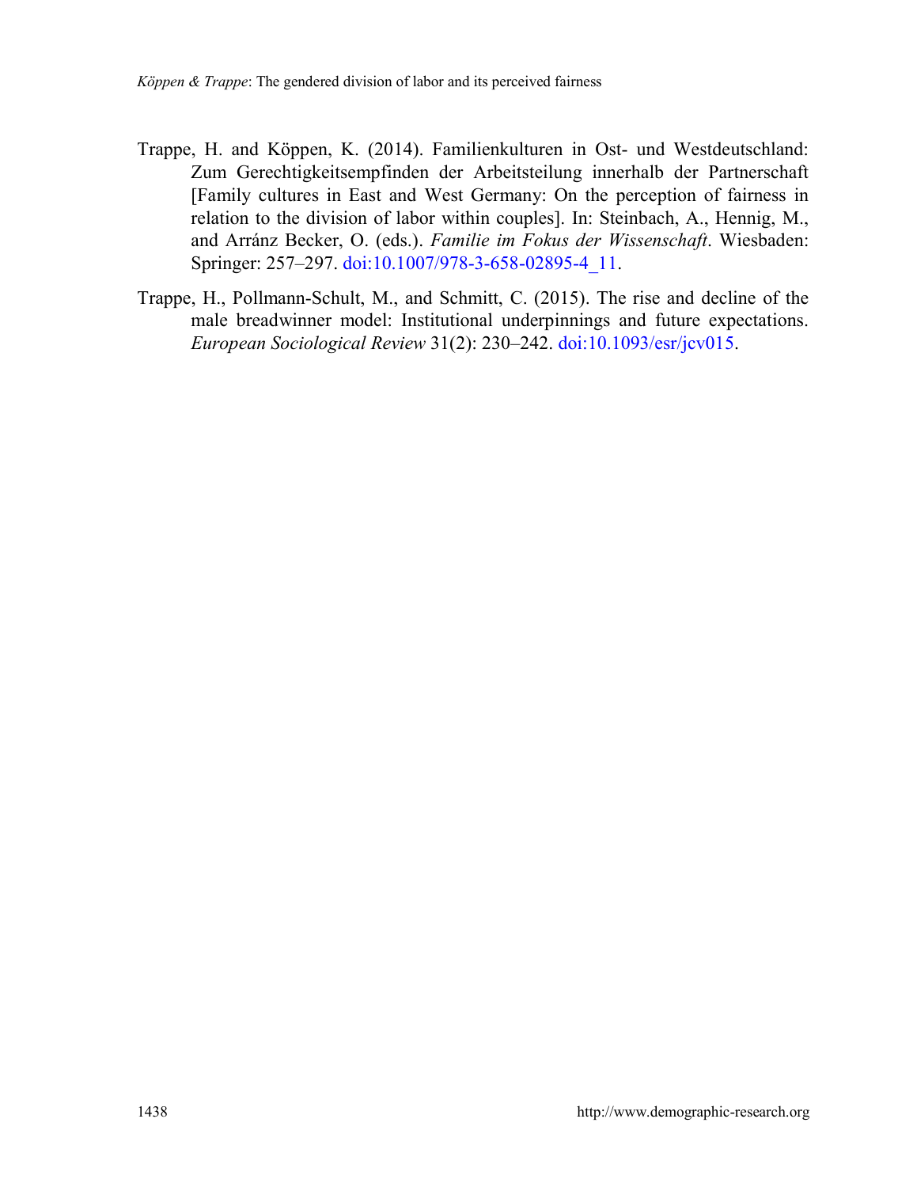Trappe, H. and Köppen, K. (2014). Familienkulturen in Ost- und Westdeutschland: Zum Gerechtigkeitsempfinden der Arbeitsteilung innerhalb der Partnerschaft [Family cultures in East and West Germany: On the perception of fairness in relation to the division of labor within couples]. In: Steinbach, A., Hennig, M., and Arránz Becker, O. (eds.). *Familie im Fokus der Wissenschaft*. Wiesbaden: Springer: 257–297. doi:10.1007/978-3-658-02895-4_11.

Trappe, H., Pollmann-Schult, M., and Schmitt, C. (2015). The rise and decline of the male breadwinner model: Institutional underpinnings and future expectations. *European Sociological Review* 31(2): 230–242. doi:10.1093/esr/jcv015.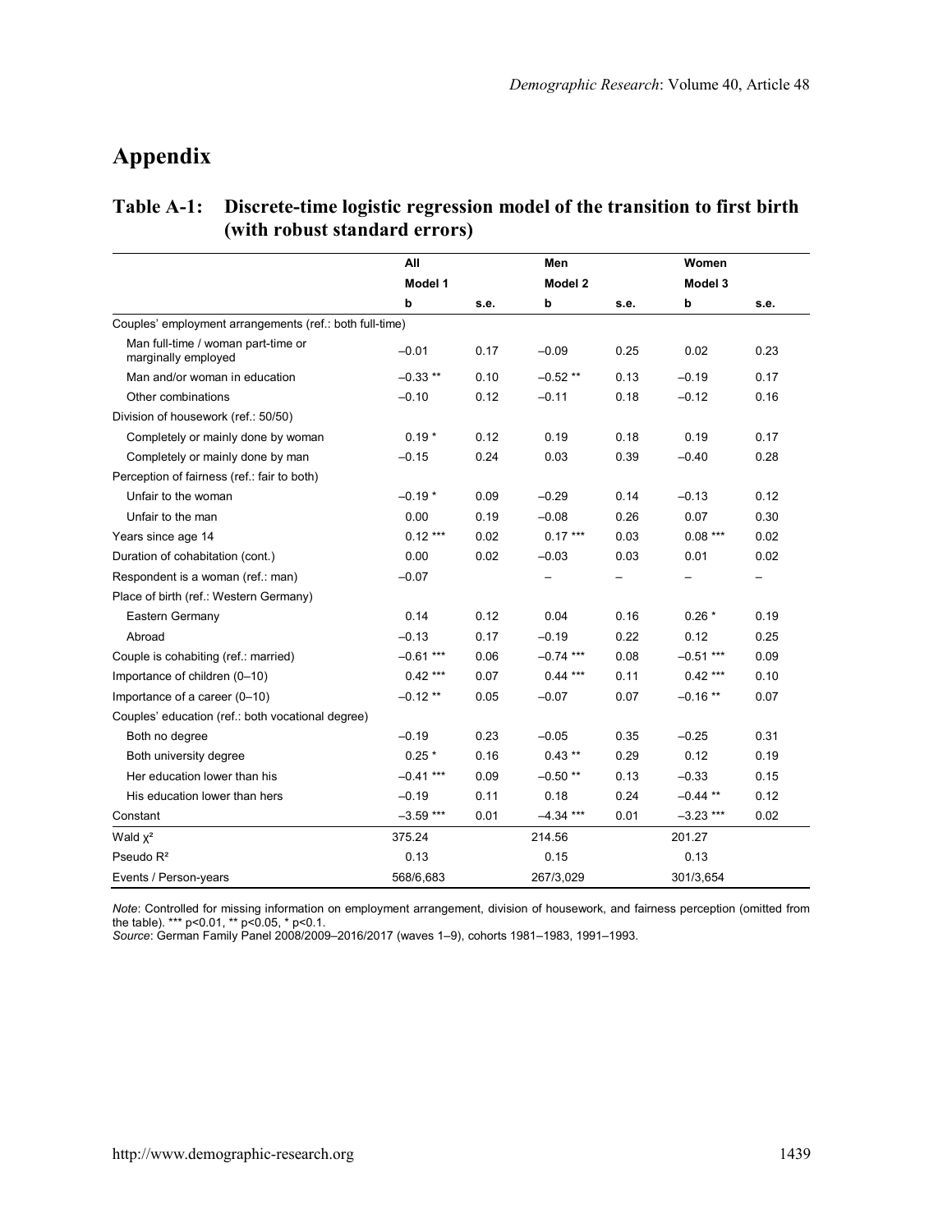# Appendix

**Table A-1: Discrete-time logistic regression model of the transition to first birth (with robust standard errors)**

| | All | | Men | | Women | |
|---|---|---|---|---|---|---|
| | Model 1 | | Model 2 | | Model 3 | |
| | b | s.e. | b | s.e. | b | s.e. |
| Couples' employment arrangements (ref.: both full-time) | | | | | | |
| Man full-time / woman part-time or marginally employed | −0.01 | 0.17 | −0.09 | 0.25 | 0.02 | 0.23 |
| Man and/or woman in education | −0.33 ** | 0.10 | −0.52 ** | 0.13 | −0.19 | 0.17 |
| Other combinations | −0.10 | 0.12 | −0.11 | 0.18 | −0.12 | 0.16 |
| Division of housework (ref.: 50/50) | | | | | | |
| Completely or mainly done by woman | 0.19 * | 0.12 | 0.19 | 0.18 | 0.19 | 0.17 |
| Completely or mainly done by man | −0.15 | 0.24 | 0.03 | 0.39 | −0.40 | 0.28 |
| Perception of fairness (ref.: fair to both) | | | | | | |
| Unfair to the woman | −0.19 * | 0.09 | −0.29 | 0.14 | −0.13 | 0.12 |
| Unfair to the man | 0.00 | 0.19 | −0.08 | 0.26 | 0.07 | 0.30 |
| Years since age 14 | 0.12 *** | 0.02 | 0.17 *** | 0.03 | 0.08 *** | 0.02 |
| Duration of cohabitation (cont.) | 0.00 | 0.02 | −0.03 | 0.03 | 0.01 | 0.02 |
| Respondent is a woman (ref.: man) | −0.07 | | – | – | – | – |
| Place of birth (ref.: Western Germany) | | | | | | |
| Eastern Germany | 0.14 | 0.12 | 0.04 | 0.16 | 0.26 * | 0.19 |
| Abroad | −0.13 | 0.17 | −0.19 | 0.22 | 0.12 | 0.25 |
| Couple is cohabiting (ref.: married) | −0.61 *** | 0.06 | −0.74 *** | 0.08 | −0.51 *** | 0.09 |
| Importance of children (0–10) | 0.42 *** | 0.07 | 0.44 *** | 0.11 | 0.42 *** | 0.10 |
| Importance of a career (0–10) | −0.12 ** | 0.05 | −0.07 | 0.07 | −0.16 ** | 0.07 |
| Couples' education (ref.: both vocational degree) | | | | | | |
| Both no degree | −0.19 | 0.23 | −0.05 | 0.35 | −0.25 | 0.31 |
| Both university degree | 0.25 * | 0.16 | 0.43 ** | 0.29 | 0.12 | 0.19 |
| Her education lower than his | −0.41 *** | 0.09 | −0.50 ** | 0.13 | −0.33 | 0.15 |
| His education lower than hers | −0.19 | 0.11 | 0.18 | 0.24 | −0.44 ** | 0.12 |
| Constant | −3.59 *** | 0.01 | −4.34 *** | 0.01 | −3.23 *** | 0.02 |
| Wald $\chi^2$ | 375.24 | | 214.56 | | 201.27 | |
| Pseudo $R^2$ | 0.13 | | 0.15 | | 0.13 | |
| Events / Person-years | 568/6,683 | | 267/3,029 | | 301/3,654 | |

*Note*: Controlled for missing information on employment arrangement, division of housework, and fairness perception (omitted from the table). *** p<0.01, ** p<0.05, * p<0.1.
*Source*: German Family Panel 2008/2009–2016/2017 (waves 1–9), cohorts 1981–1983, 1991–1993.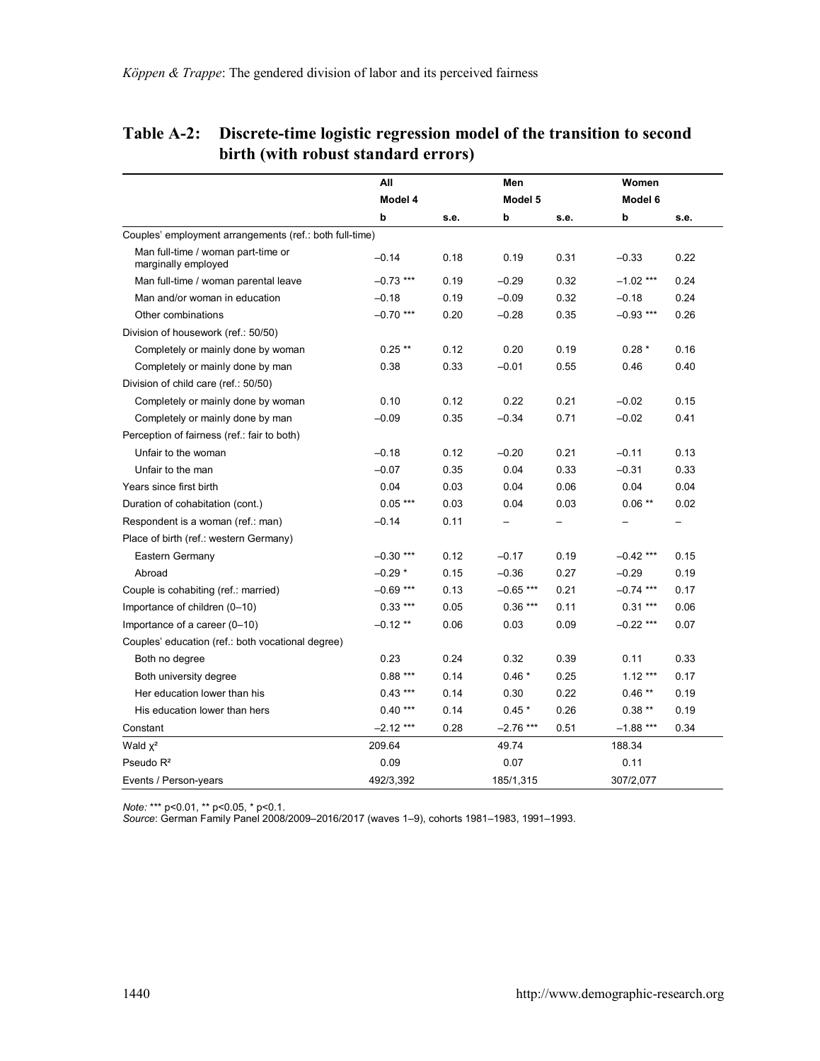### Table A-2: Discrete-time logistic regression model of the transition to second birth (with robust standard errors)

| | All | | Men | | Women | |
|---|---|---|---|---|---|---|
| | Model 4 | | Model 5 | | Model 6 | |
| | b | s.e. | b | s.e. | b | s.e. |
| Couples' employment arrangements (ref.: both full-time) | | | | | | |
| Man full-time / woman part-time or marginally employed | –0.14 | 0.18 | 0.19 | 0.31 | –0.33 | 0.22 |
| Man full-time / woman parental leave | –0.73 *** | 0.19 | –0.29 | 0.32 | –1.02 *** | 0.24 |
| Man and/or woman in education | –0.18 | 0.19 | –0.09 | 0.32 | –0.18 | 0.24 |
| Other combinations | –0.70 *** | 0.20 | –0.28 | 0.35 | –0.93 *** | 0.26 |
| Division of housework (ref.: 50/50) | | | | | | |
| Completely or mainly done by woman | 0.25 ** | 0.12 | 0.20 | 0.19 | 0.28 * | 0.16 |
| Completely or mainly done by man | 0.38 | 0.33 | –0.01 | 0.55 | 0.46 | 0.40 |
| Division of child care (ref.: 50/50) | | | | | | |
| Completely or mainly done by woman | 0.10 | 0.12 | 0.22 | 0.21 | –0.02 | 0.15 |
| Completely or mainly done by man | –0.09 | 0.35 | –0.34 | 0.71 | –0.02 | 0.41 |
| Perception of fairness (ref.: fair to both) | | | | | | |
| Unfair to the woman | –0.18 | 0.12 | –0.20 | 0.21 | –0.11 | 0.13 |
| Unfair to the man | –0.07 | 0.35 | 0.04 | 0.33 | –0.31 | 0.33 |
| Years since first birth | 0.04 | 0.03 | 0.04 | 0.06 | 0.04 | 0.04 |
| Duration of cohabitation (cont.) | 0.05 *** | 0.03 | 0.04 | 0.03 | 0.06 ** | 0.02 |
| Respondent is a woman (ref.: man) | –0.14 | 0.11 | – | – | – | – |
| Place of birth (ref.: western Germany) | | | | | | |
| Eastern Germany | –0.30 *** | 0.12 | –0.17 | 0.19 | –0.42 *** | 0.15 |
| Abroad | –0.29 * | 0.15 | –0.36 | 0.27 | –0.29 | 0.19 |
| Couple is cohabiting (ref.: married) | –0.69 *** | 0.13 | –0.65 *** | 0.21 | –0.74 *** | 0.17 |
| Importance of children (0–10) | 0.33 *** | 0.05 | 0.36 *** | 0.11 | 0.31 *** | 0.06 |
| Importance of a career (0–10) | –0.12 ** | 0.06 | 0.03 | 0.09 | –0.22 *** | 0.07 |
| Couples' education (ref.: both vocational degree) | | | | | | |
| Both no degree | 0.23 | 0.24 | 0.32 | 0.39 | 0.11 | 0.33 |
| Both university degree | 0.88 *** | 0.14 | 0.46 * | 0.25 | 1.12 *** | 0.17 |
| Her education lower than his | 0.43 *** | 0.14 | 0.30 | 0.22 | 0.46 ** | 0.19 |
| His education lower than hers | 0.40 *** | 0.14 | 0.45 * | 0.26 | 0.38 ** | 0.19 |
| Constant | –2.12 *** | 0.28 | –2.76 *** | 0.51 | –1.88 *** | 0.34 |
| Wald $\chi^2$ | 209.64 | | 49.74 | | 188.34 | |
| Pseudo $R^2$ | 0.09 | | 0.07 | | 0.11 | |
| Events / Person-years | 492/3,392 | | 185/1,315 | | 307/2,077 | |

*Note:* *** p<0.01, ** p<0.05, * p<0.1.
*Source*: German Family Panel 2008/2009–2016/2017 (waves 1–9), cohorts 1981–1983, 1991–1993.